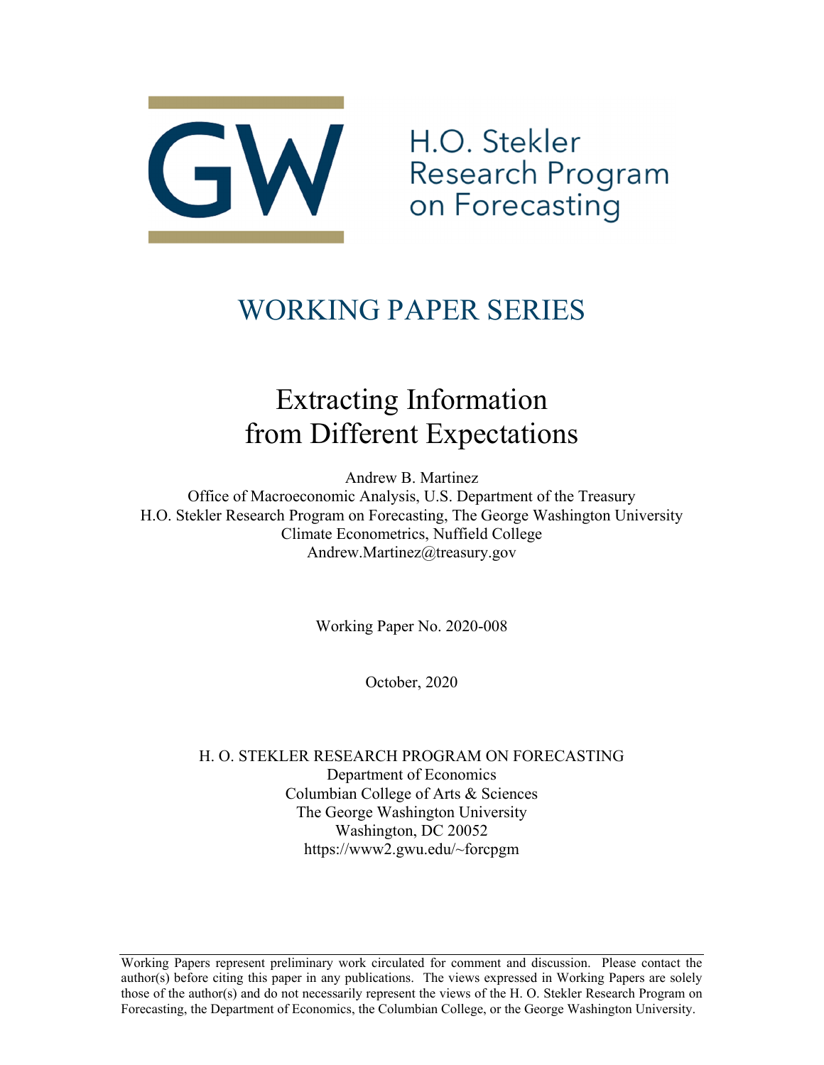H.O. Stekler Research Program on Forecasting

# WORKING PAPER SERIES

# Extracting Information from Different Expectations

Andrew B. Martinez
Office of Macroeconomic Analysis, U.S. Department of the Treasury
H.O. Stekler Research Program on Forecasting, The George Washington University
Climate Econometrics, Nuffield College
Andrew.Martinez@treasury.gov

Working Paper No. 2020-008

October, 2020

H. O. STEKLER RESEARCH PROGRAM ON FORECASTING
Department of Economics
Columbian College of Arts & Sciences
The George Washington University
Washington, DC 20052
https://www2.gwu.edu/~forcpgm

Working Papers represent preliminary work circulated for comment and discussion. Please contact the author(s) before citing this paper in any publications. The views expressed in Working Papers are solely those of the author(s) and do not necessarily represent the views of the H. O. Stekler Research Program on Forecasting, the Department of Economics, the Columbian College, or the George Washington University.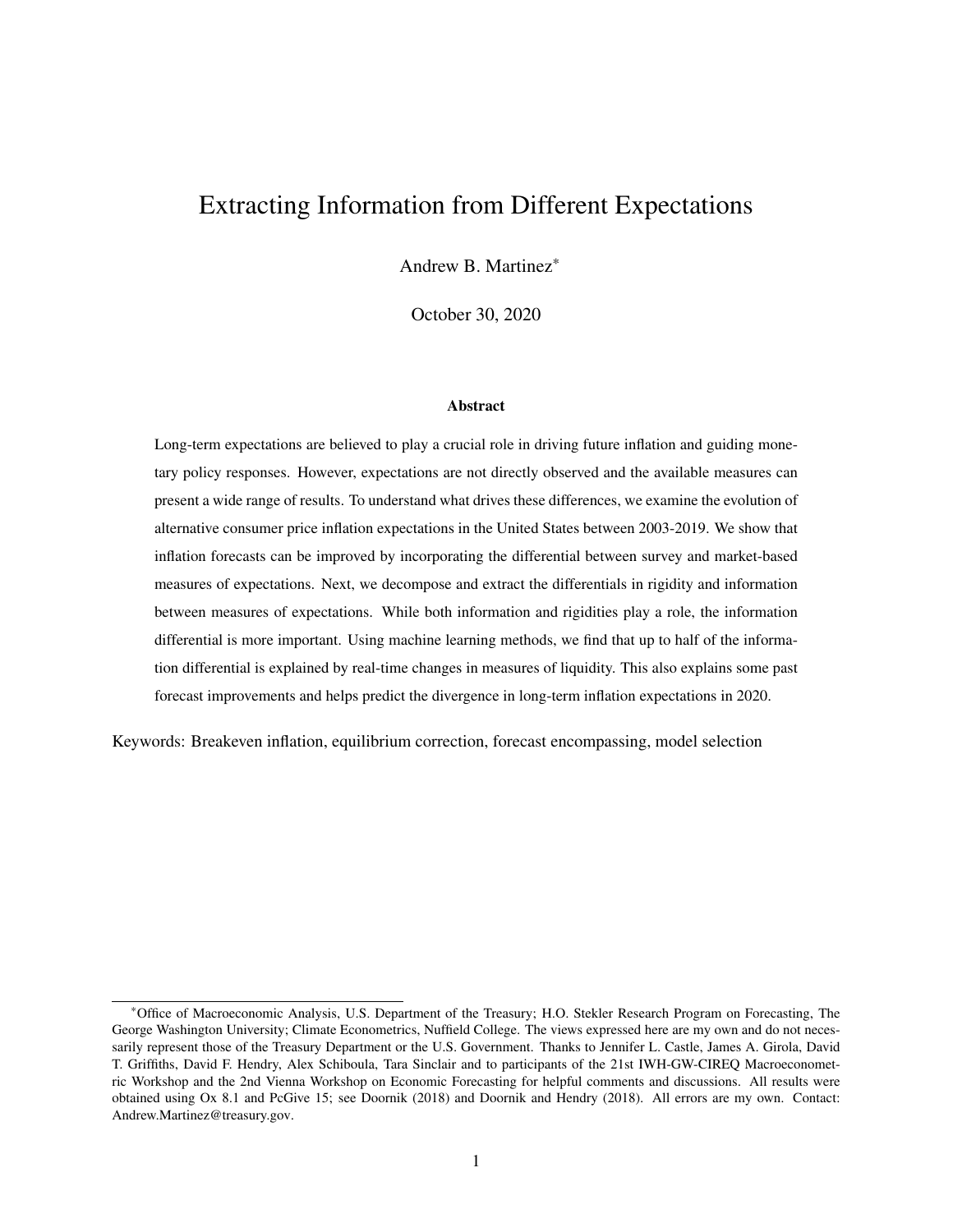# Extracting Information from Different Expectations

Andrew B. Martinez*

October 30, 2020

### Abstract

Long-term expectations are believed to play a crucial role in driving future inflation and guiding monetary policy responses. However, expectations are not directly observed and the available measures can present a wide range of results. To understand what drives these differences, we examine the evolution of alternative consumer price inflation expectations in the United States between 2003-2019. We show that inflation forecasts can be improved by incorporating the differential between survey and market-based measures of expectations. Next, we decompose and extract the differentials in rigidity and information between measures of expectations. While both information and rigidities play a role, the information differential is more important. Using machine learning methods, we find that up to half of the information differential is explained by real-time changes in measures of liquidity. This also explains some past forecast improvements and helps predict the divergence in long-term inflation expectations in 2020.

Keywords: Breakeven inflation, equilibrium correction, forecast encompassing, model selection

---

*Office of Macroeconomic Analysis, U.S. Department of the Treasury; H.O. Stekler Research Program on Forecasting, The George Washington University; Climate Econometrics, Nuffield College. The views expressed here are my own and do not necessarily represent those of the Treasury Department or the U.S. Government. Thanks to Jennifer L. Castle, James A. Girola, David T. Griffiths, David F. Hendry, Alex Schiboula, Tara Sinclair and to participants of the 21st IWH-GW-CIREQ Macroeconometric Workshop and the 2nd Vienna Workshop on Economic Forecasting for helpful comments and discussions. All results were obtained using Ox 8.1 and PcGive 15; see Doornik (2018) and Doornik and Hendry (2018). All errors are my own. Contact: Andrew.Martinez@treasury.gov.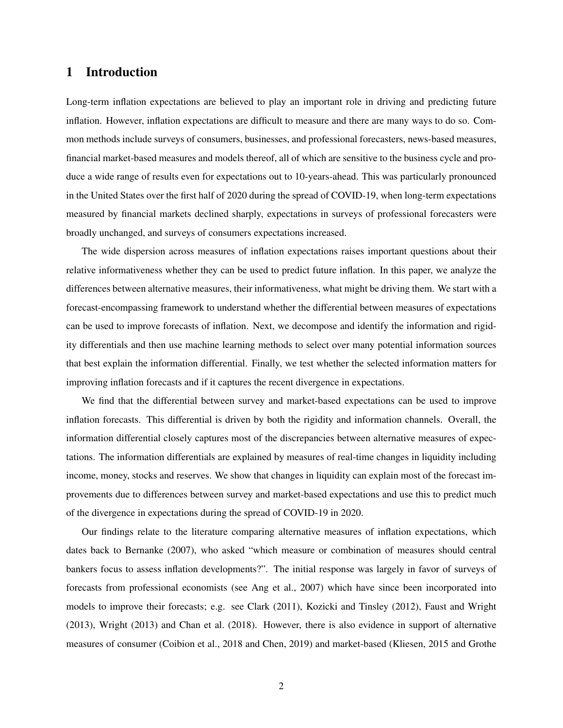# 1 Introduction

Long-term inflation expectations are believed to play an important role in driving and predicting future inflation. However, inflation expectations are difficult to measure and there are many ways to do so. Common methods include surveys of consumers, businesses, and professional forecasters, news-based measures, financial market-based measures and models thereof, all of which are sensitive to the business cycle and produce a wide range of results even for expectations out to 10-years-ahead. This was particularly pronounced in the United States over the first half of 2020 during the spread of COVID-19, when long-term expectations measured by financial markets declined sharply, expectations in surveys of professional forecasters were broadly unchanged, and surveys of consumers expectations increased.

The wide dispersion across measures of inflation expectations raises important questions about their relative informativeness whether they can be used to predict future inflation. In this paper, we analyze the differences between alternative measures, their informativeness, what might be driving them. We start with a forecast-encompassing framework to understand whether the differential between measures of expectations can be used to improve forecasts of inflation. Next, we decompose and identify the information and rigidity differentials and then use machine learning methods to select over many potential information sources that best explain the information differential. Finally, we test whether the selected information matters for improving inflation forecasts and if it captures the recent divergence in expectations.

We find that the differential between survey and market-based expectations can be used to improve inflation forecasts. This differential is driven by both the rigidity and information channels. Overall, the information differential closely captures most of the discrepancies between alternative measures of expectations. The information differentials are explained by measures of real-time changes in liquidity including income, money, stocks and reserves. We show that changes in liquidity can explain most of the forecast improvements due to differences between survey and market-based expectations and use this to predict much of the divergence in expectations during the spread of COVID-19 in 2020.

Our findings relate to the literature comparing alternative measures of inflation expectations, which dates back to Bernanke (2007), who asked "which measure or combination of measures should central bankers focus to assess inflation developments?". The initial response was largely in favor of surveys of forecasts from professional economists (see Ang et al., 2007) which have since been incorporated into models to improve their forecasts; e.g. see Clark (2011), Kozicki and Tinsley (2012), Faust and Wright (2013), Wright (2013) and Chan et al. (2018). However, there is also evidence in support of alternative measures of consumer (Coibion et al., 2018 and Chen, 2019) and market-based (Kliesen, 2015 and Grothe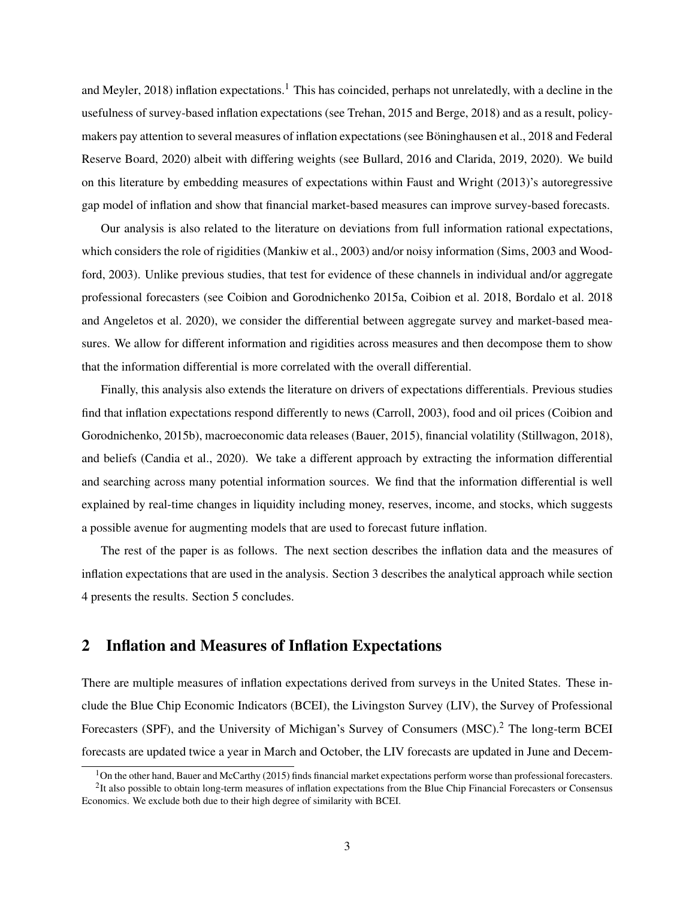and Meyler, 2018) inflation expectations.[1] This has coincided, perhaps not unrelatedly, with a decline in the usefulness of survey-based inflation expectations (see Trehan, 2015 and Berge, 2018) and as a result, policymakers pay attention to several measures of inflation expectations (see Böninghausen et al., 2018 and Federal Reserve Board, 2020) albeit with differing weights (see Bullard, 2016 and Clarida, 2019, 2020). We build on this literature by embedding measures of expectations within Faust and Wright (2013)'s autoregressive gap model of inflation and show that financial market-based measures can improve survey-based forecasts.

Our analysis is also related to the literature on deviations from full information rational expectations, which considers the role of rigidities (Mankiw et al., 2003) and/or noisy information (Sims, 2003 and Woodford, 2003). Unlike previous studies, that test for evidence of these channels in individual and/or aggregate professional forecasters (see Coibion and Gorodnichenko 2015a, Coibion et al. 2018, Bordalo et al. 2018 and Angeletos et al. 2020), we consider the differential between aggregate survey and market-based measures. We allow for different information and rigidities across measures and then decompose them to show that the information differential is more correlated with the overall differential.

Finally, this analysis also extends the literature on drivers of expectations differentials. Previous studies find that inflation expectations respond differently to news (Carroll, 2003), food and oil prices (Coibion and Gorodnichenko, 2015b), macroeconomic data releases (Bauer, 2015), financial volatility (Stillwagon, 2018), and beliefs (Candia et al., 2020). We take a different approach by extracting the information differential and searching across many potential information sources. We find that the information differential is well explained by real-time changes in liquidity including money, reserves, income, and stocks, which suggests a possible avenue for augmenting models that are used to forecast future inflation.

The rest of the paper is as follows. The next section describes the inflation data and the measures of inflation expectations that are used in the analysis. Section 3 describes the analytical approach while section 4 presents the results. Section 5 concludes.

## 2 Inflation and Measures of Inflation Expectations

There are multiple measures of inflation expectations derived from surveys in the United States. These include the Blue Chip Economic Indicators (BCEI), the Livingston Survey (LIV), the Survey of Professional Forecasters (SPF), and the University of Michigan's Survey of Consumers (MSC).[2] The long-term BCEI forecasts are updated twice a year in March and October, the LIV forecasts are updated in June and Decem-

[1] On the other hand, Bauer and McCarthy (2015) finds financial market expectations perform worse than professional forecasters.

[2] It also possible to obtain long-term measures of inflation expectations from the Blue Chip Financial Forecasters or Consensus Economics. We exclude both due to their high degree of similarity with BCEI.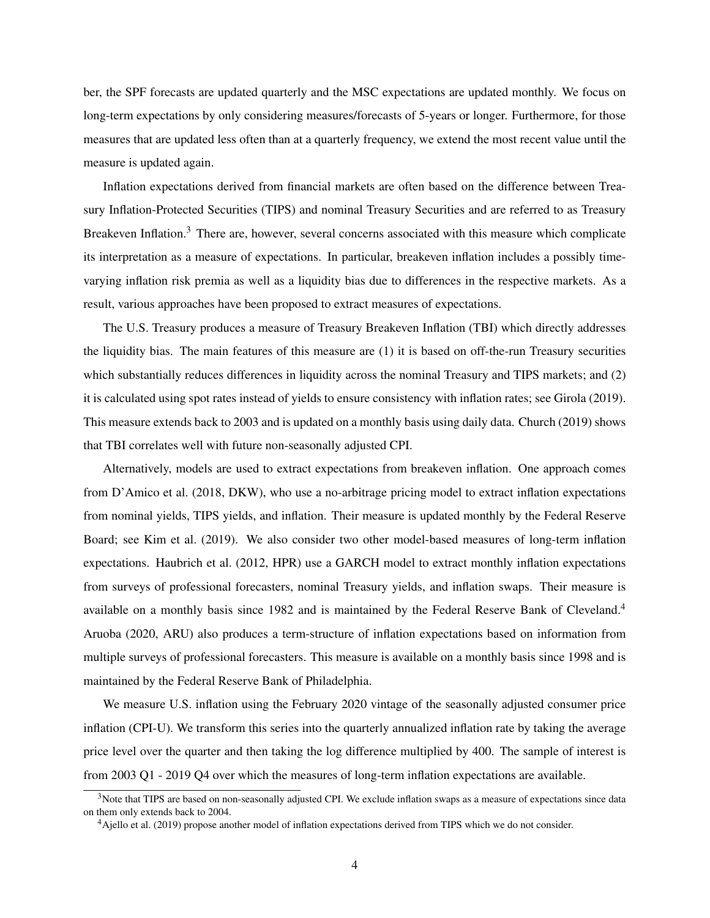ber, the SPF forecasts are updated quarterly and the MSC expectations are updated monthly. We focus on long-term expectations by only considering measures/forecasts of 5-years or longer. Furthermore, for those measures that are updated less often than at a quarterly frequency, we extend the most recent value until the measure is updated again.

Inflation expectations derived from financial markets are often based on the difference between Treasury Inflation-Protected Securities (TIPS) and nominal Treasury Securities and are referred to as Treasury Breakeven Inflation.[3] There are, however, several concerns associated with this measure which complicate its interpretation as a measure of expectations. In particular, breakeven inflation includes a possibly time-varying inflation risk premia as well as a liquidity bias due to differences in the respective markets. As a result, various approaches have been proposed to extract measures of expectations.

The U.S. Treasury produces a measure of Treasury Breakeven Inflation (TBI) which directly addresses the liquidity bias. The main features of this measure are (1) it is based on off-the-run Treasury securities which substantially reduces differences in liquidity across the nominal Treasury and TIPS markets; and (2) it is calculated using spot rates instead of yields to ensure consistency with inflation rates; see Girola (2019). This measure extends back to 2003 and is updated on a monthly basis using daily data. Church (2019) shows that TBI correlates well with future non-seasonally adjusted CPI.

Alternatively, models are used to extract expectations from breakeven inflation. One approach comes from D'Amico et al. (2018, DKW), who use a no-arbitrage pricing model to extract inflation expectations from nominal yields, TIPS yields, and inflation. Their measure is updated monthly by the Federal Reserve Board; see Kim et al. (2019). We also consider two other model-based measures of long-term inflation expectations. Haubrich et al. (2012, HPR) use a GARCH model to extract monthly inflation expectations from surveys of professional forecasters, nominal Treasury yields, and inflation swaps. Their measure is available on a monthly basis since 1982 and is maintained by the Federal Reserve Bank of Cleveland.[4] Aruoba (2020, ARU) also produces a term-structure of inflation expectations based on information from multiple surveys of professional forecasters. This measure is available on a monthly basis since 1998 and is maintained by the Federal Reserve Bank of Philadelphia.

We measure U.S. inflation using the February 2020 vintage of the seasonally adjusted consumer price inflation (CPI-U). We transform this series into the quarterly annualized inflation rate by taking the average price level over the quarter and then taking the log difference multiplied by 400. The sample of interest is from 2003 Q1 - 2019 Q4 over which the measures of long-term inflation expectations are available.

[3] Note that TIPS are based on non-seasonally adjusted CPI. We exclude inflation swaps as a measure of expectations since data on them only extends back to 2004.

[4] Ajello et al. (2019) propose another model of inflation expectations derived from TIPS which we do not consider.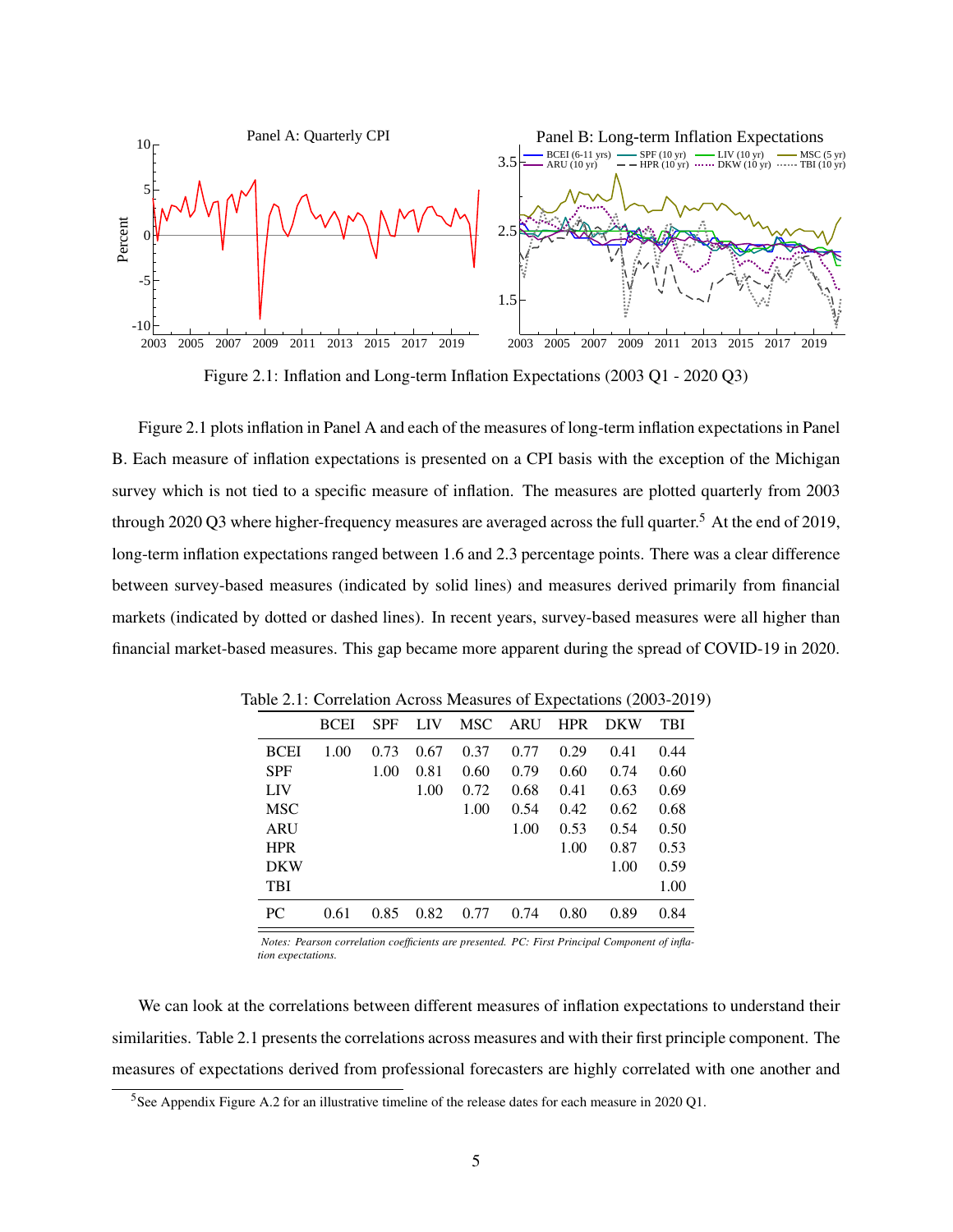Figure 2.1: Inflation and Long-term Inflation Expectations (2003 Q1 - 2020 Q3)

Figure 2.1 plots inflation in Panel A and each of the measures of long-term inflation expectations in Panel B. Each measure of inflation expectations is presented on a CPI basis with the exception of the Michigan survey which is not tied to a specific measure of inflation. The measures are plotted quarterly from 2003 through 2020 Q3 where higher-frequency measures are averaged across the full quarter.[5] At the end of 2019, long-term inflation expectations ranged between 1.6 and 2.3 percentage points. There was a clear difference between survey-based measures (indicated by solid lines) and measures derived primarily from financial markets (indicated by dotted or dashed lines). In recent years, survey-based measures were all higher than financial market-based measures. This gap became more apparent during the spread of COVID-19 in 2020.

Table 2.1: Correlation Across Measures of Expectations (2003-2019)

| | BCEI | SPF | LIV | MSC | ARU | HPR | DKW | TBI |
|---|---|---|---|---|---|---|---|---|
| BCEI | 1.00 | 0.73 | 0.67 | 0.37 | 0.77 | 0.29 | 0.41 | 0.44 |
| SPF | | 1.00 | 0.81 | 0.60 | 0.79 | 0.60 | 0.74 | 0.60 |
| LIV | | | 1.00 | 0.72 | 0.68 | 0.41 | 0.63 | 0.69 |
| MSC | | | | 1.00 | 0.54 | 0.42 | 0.62 | 0.68 |
| ARU | | | | | 1.00 | 0.53 | 0.54 | 0.50 |
| HPR | | | | | | 1.00 | 0.87 | 0.53 |
| DKW | | | | | | | 1.00 | 0.59 |
| TBI | | | | | | | | 1.00 |
| PC | 0.61 | 0.85 | 0.82 | 0.77 | 0.74 | 0.80 | 0.89 | 0.84 |

*Notes: Pearson correlation coefficients are presented. PC: First Principal Component of inflation expectations.*

We can look at the correlations between different measures of inflation expectations to understand their similarities. Table 2.1 presents the correlations across measures and with their first principle component. The measures of expectations derived from professional forecasters are highly correlated with one another and

[5] See Appendix Figure A.2 for an illustrative timeline of the release dates for each measure in 2020 Q1.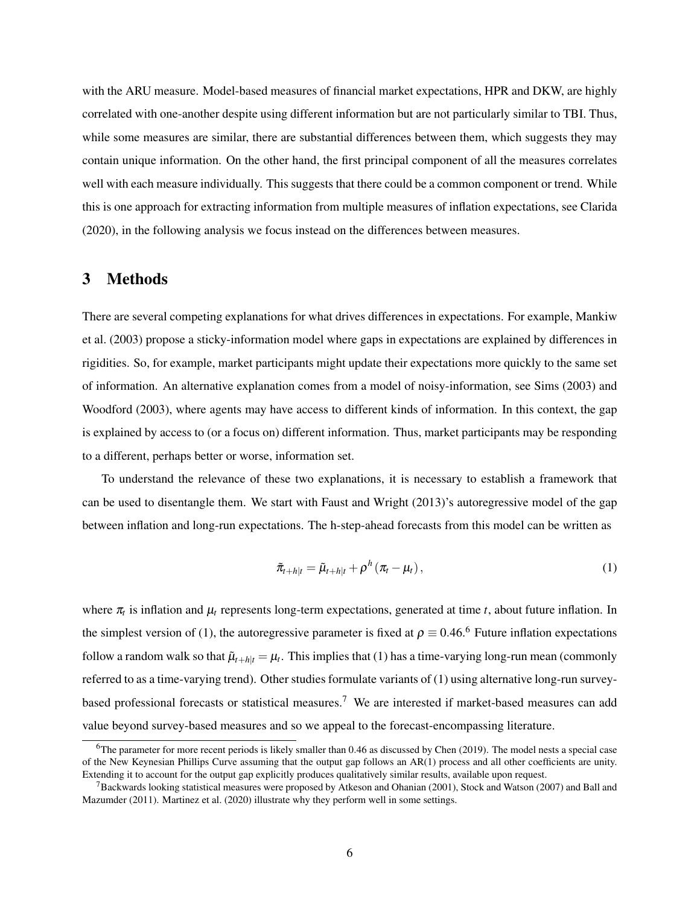with the ARU measure. Model-based measures of financial market expectations, HPR and DKW, are highly correlated with one-another despite using different information but are not particularly similar to TBI. Thus, while some measures are similar, there are substantial differences between them, which suggests they may contain unique information. On the other hand, the first principal component of all the measures correlates well with each measure individually. This suggests that there could be a common component or trend. While this is one approach for extracting information from multiple measures of inflation expectations, see Clarida (2020), in the following analysis we focus instead on the differences between measures.

## 3 Methods

There are several competing explanations for what drives differences in expectations. For example, Mankiw et al. (2003) propose a sticky-information model where gaps in expectations are explained by differences in rigidities. So, for example, market participants might update their expectations more quickly to the same set of information. An alternative explanation comes from a model of noisy-information, see Sims (2003) and Woodford (2003), where agents may have access to different kinds of information. In this context, the gap is explained by access to (or a focus on) different information. Thus, market participants may be responding to a different, perhaps better or worse, information set.

To understand the relevance of these two explanations, it is necessary to establish a framework that can be used to disentangle them. We start with Faust and Wright (2013)'s autoregressive model of the gap between inflation and long-run expectations. The h-step-ahead forecasts from this model can be written as

$$\tilde{\pi}_{t+h|t} = \tilde{\mu}_{t+h|t} + \rho^h (\pi_t - \mu_t), \tag{1}$$

where $\pi_t$ is inflation and $\mu_t$ represents long-term expectations, generated at time $t$, about future inflation. In the simplest version of (1), the autoregressive parameter is fixed at $\rho \equiv 0.46$.[6] Future inflation expectations follow a random walk so that $\tilde{\mu}_{t+h|t} = \mu_t$. This implies that (1) has a time-varying long-run mean (commonly referred to as a time-varying trend). Other studies formulate variants of (1) using alternative long-run survey-based professional forecasts or statistical measures.[7] We are interested if market-based measures can add value beyond survey-based measures and so we appeal to the forecast-encompassing literature.

[6] The parameter for more recent periods is likely smaller than 0.46 as discussed by Chen (2019). The model nests a special case of the New Keynesian Phillips Curve assuming that the output gap follows an AR(1) process and all other coefficients are unity. Extending it to account for the output gap explicitly produces qualitatively similar results, available upon request.

[7] Backwards looking statistical measures were proposed by Atkeson and Ohanian (2001), Stock and Watson (2007) and Ball and Mazumder (2011). Martinez et al. (2020) illustrate why they perform well in some settings.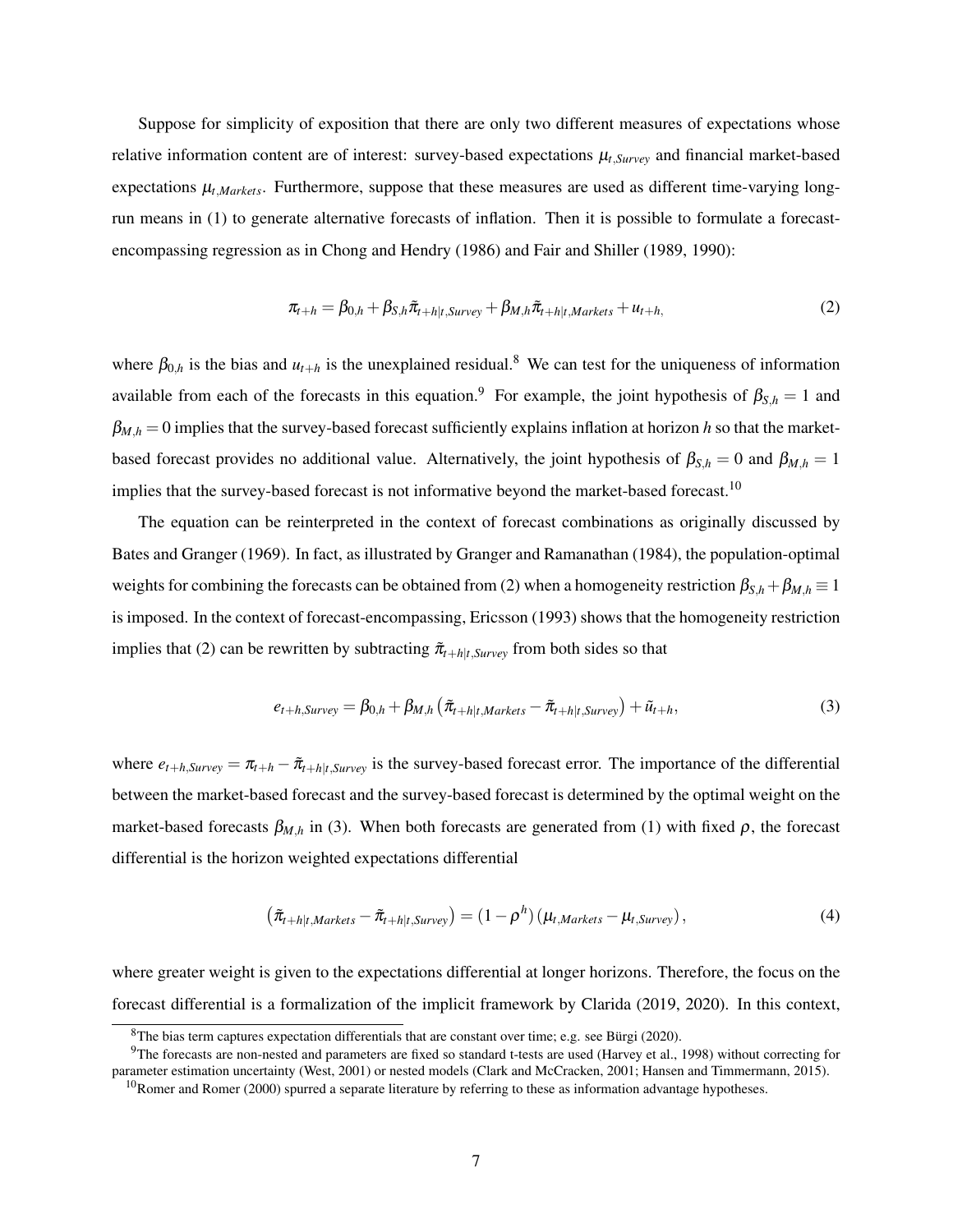Suppose for simplicity of exposition that there are only two different measures of expectations whose relative information content are of interest: survey-based expectations $\mu_{t,Survey}$ and financial market-based expectations $\mu_{t,Markets}$. Furthermore, suppose that these measures are used as different time-varying long-run means in (1) to generate alternative forecasts of inflation. Then it is possible to formulate a forecast-encompassing regression as in Chong and Hendry (1986) and Fair and Shiller (1989, 1990):

$$\pi_{t+h} = \beta_{0,h} + \beta_{S,h}\tilde{\pi}_{t+h|t,Survey} + \beta_{M,h}\tilde{\pi}_{t+h|t,Markets} + u_{t+h,} \tag{2}$$

where $\beta_{0,h}$ is the bias and $u_{t+h}$ is the unexplained residual.[8] We can test for the uniqueness of information available from each of the forecasts in this equation.[9] For example, the joint hypothesis of $\beta_{S,h} = 1$ and $\beta_{M,h} = 0$ implies that the survey-based forecast sufficiently explains inflation at horizon $h$ so that the market-based forecast provides no additional value. Alternatively, the joint hypothesis of $\beta_{S,h} = 0$ and $\beta_{M,h} = 1$ implies that the survey-based forecast is not informative beyond the market-based forecast.[10]

The equation can be reinterpreted in the context of forecast combinations as originally discussed by Bates and Granger (1969). In fact, as illustrated by Granger and Ramanathan (1984), the population-optimal weights for combining the forecasts can be obtained from (2) when a homogeneity restriction $\beta_{S,h} + \beta_{M,h} \equiv 1$ is imposed. In the context of forecast-encompassing, Ericsson (1993) shows that the homogeneity restriction implies that (2) can be rewritten by subtracting $\tilde{\pi}_{t+h|t,Survey}$ from both sides so that

$$e_{t+h,Survey} = \beta_{0,h} + \beta_{M,h}\left(\tilde{\pi}_{t+h|t,Markets} - \tilde{\pi}_{t+h|t,Survey}\right) + \tilde{u}_{t+h}, \tag{3}$$

where $e_{t+h,Survey} = \pi_{t+h} - \tilde{\pi}_{t+h|t,Survey}$ is the survey-based forecast error. The importance of the differential between the market-based forecast and the survey-based forecast is determined by the optimal weight on the market-based forecasts $\beta_{M,h}$ in (3). When both forecasts are generated from (1) with fixed $\rho$, the forecast differential is the horizon weighted expectations differential

$$\left(\tilde{\pi}_{t+h|t,Markets} - \tilde{\pi}_{t+h|t,Survey}\right) = \left(1 - \rho^{h}\right)\left(\mu_{t,Markets} - \mu_{t,Survey}\right), \tag{4}$$

where greater weight is given to the expectations differential at longer horizons. Therefore, the focus on the forecast differential is a formalization of the implicit framework by Clarida (2019, 2020). In this context,

[8] The bias term captures expectation differentials that are constant over time; e.g. see Bürgi (2020).

[9] The forecasts are non-nested and parameters are fixed so standard t-tests are used (Harvey et al., 1998) without correcting for parameter estimation uncertainty (West, 2001) or nested models (Clark and McCracken, 2001; Hansen and Timmermann, 2015).

[10] Romer and Romer (2000) spurred a separate literature by referring to these as information advantage hypotheses.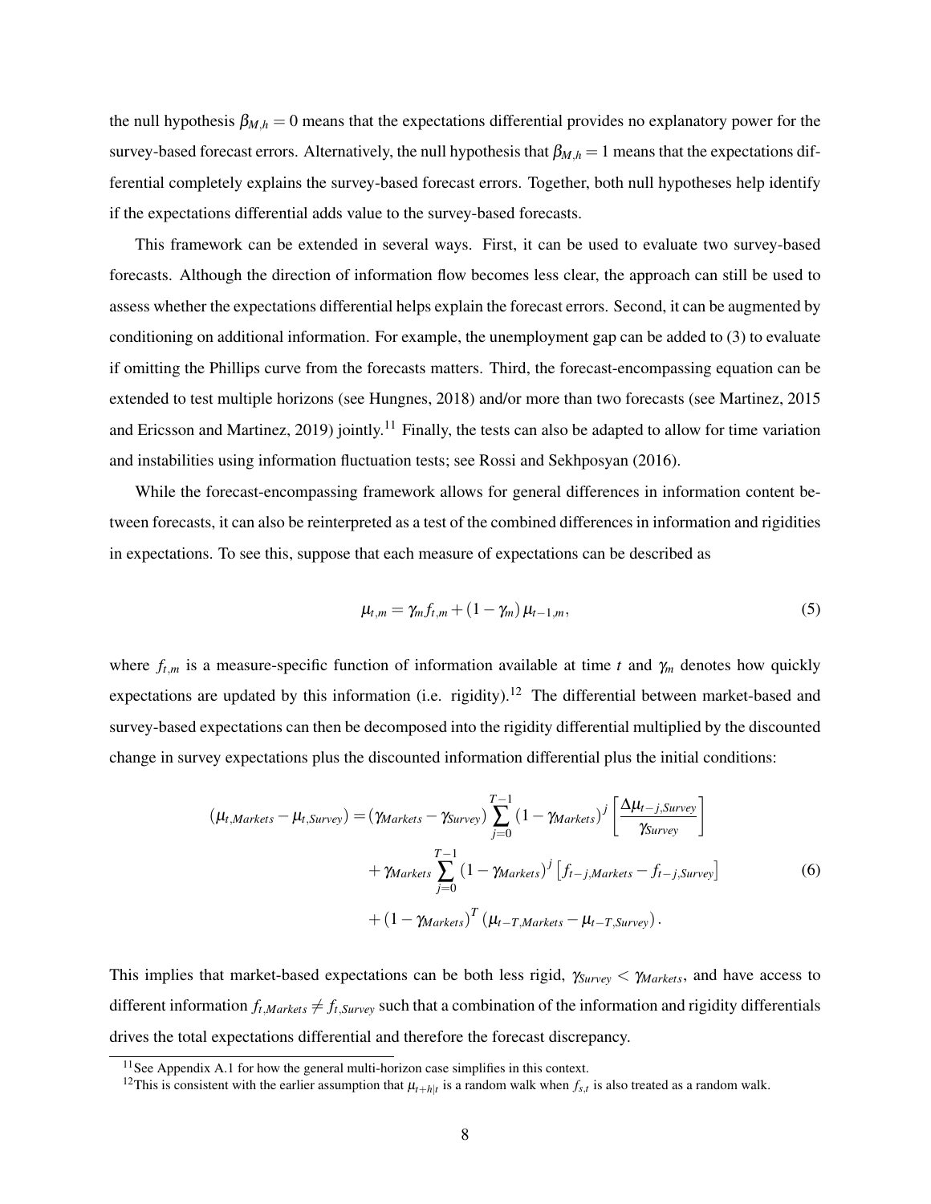the null hypothesis $\beta_{M,h} = 0$ means that the expectations differential provides no explanatory power for the survey-based forecast errors. Alternatively, the null hypothesis that $\beta_{M,h} = 1$ means that the expectations differential completely explains the survey-based forecast errors. Together, both null hypotheses help identify if the expectations differential adds value to the survey-based forecasts.

This framework can be extended in several ways. First, it can be used to evaluate two survey-based forecasts. Although the direction of information flow becomes less clear, the approach can still be used to assess whether the expectations differential helps explain the forecast errors. Second, it can be augmented by conditioning on additional information. For example, the unemployment gap can be added to (3) to evaluate if omitting the Phillips curve from the forecasts matters. Third, the forecast-encompassing equation can be extended to test multiple horizons (see Hungnes, 2018) and/or more than two forecasts (see Martinez, 2015 and Ericsson and Martinez, 2019) jointly.[11] Finally, the tests can also be adapted to allow for time variation and instabilities using information fluctuation tests; see Rossi and Sekhposyan (2016).

While the forecast-encompassing framework allows for general differences in information content between forecasts, it can also be reinterpreted as a test of the combined differences in information and rigidities in expectations. To see this, suppose that each measure of expectations can be described as

$$\mu_{t,m} = \gamma_m f_{t,m} + (1 - \gamma_m)\, \mu_{t-1,m}, \tag{5}$$

where $f_{t,m}$ is a measure-specific function of information available at time $t$ and $\gamma_m$ denotes how quickly expectations are updated by this information (i.e. rigidity).[12] The differential between market-based and survey-based expectations can then be decomposed into the rigidity differential multiplied by the discounted change in survey expectations plus the discounted information differential plus the initial conditions:

$$\begin{aligned}
(\mu_{t,Markets} - \mu_{t,Survey}) = {} & (\gamma_{Markets} - \gamma_{Survey}) \sum_{j=0}^{T-1} (1 - \gamma_{Markets})^j \left[ \frac{\Delta \mu_{t-j,Survey}}{\gamma_{Survey}} \right] \\
& + \gamma_{Markets} \sum_{j=0}^{T-1} (1 - \gamma_{Markets})^j \left[ f_{t-j,Markets} - f_{t-j,Survey} \right] \\
& + (1 - \gamma_{Markets})^T (\mu_{t-T,Markets} - \mu_{t-T,Survey}).
\end{aligned} \tag{6}$$

This implies that market-based expectations can be both less rigid, $\gamma_{Survey} < \gamma_{Markets}$, and have access to different information $f_{t,Markets} \neq f_{t,Survey}$ such that a combination of the information and rigidity differentials drives the total expectations differential and therefore the forecast discrepancy.

[11] See Appendix A.1 for how the general multi-horizon case simplifies in this context.

[12] This is consistent with the earlier assumption that $\mu_{t+h|t}$ is a random walk when $f_{s,t}$ is also treated as a random walk.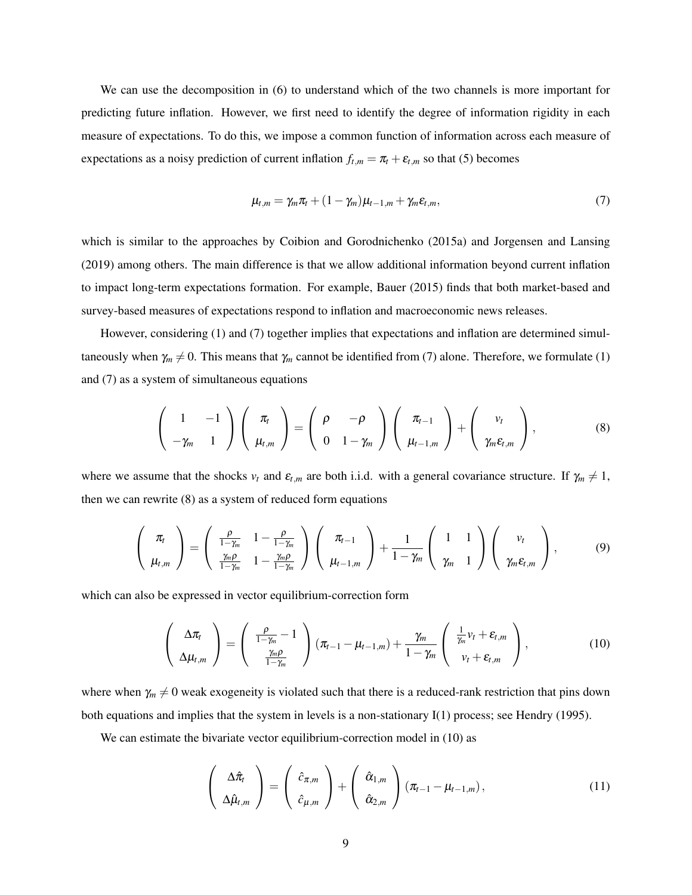We can use the decomposition in (6) to understand which of the two channels is more important for predicting future inflation. However, we first need to identify the degree of information rigidity in each measure of expectations. To do this, we impose a common function of information across each measure of expectations as a noisy prediction of current inflation $f_{t,m} = \pi_t + \varepsilon_{t,m}$ so that (5) becomes

$$\mu_{t,m} = \gamma_m \pi_t + (1-\gamma_m)\mu_{t-1,m} + \gamma_m \varepsilon_{t,m}, \tag{7}$$

which is similar to the approaches by Coibion and Gorodnichenko (2015a) and Jorgensen and Lansing (2019) among others. The main difference is that we allow additional information beyond current inflation to impact long-term expectations formation. For example, Bauer (2015) finds that both market-based and survey-based measures of expectations respond to inflation and macroeconomic news releases.

However, considering (1) and (7) together implies that expectations and inflation are determined simultaneously when $\gamma_m \neq 0$. This means that $\gamma_m$ cannot be identified from (7) alone. Therefore, we formulate (1) and (7) as a system of simultaneous equations

$$\begin{pmatrix} 1 & -1 \\ -\gamma_m & 1 \end{pmatrix} \begin{pmatrix} \pi_t \\ \mu_{t,m} \end{pmatrix} = \begin{pmatrix} \rho & -\rho \\ 0 & 1-\gamma_m \end{pmatrix} \begin{pmatrix} \pi_{t-1} \\ \mu_{t-1,m} \end{pmatrix} + \begin{pmatrix} v_t \\ \gamma_m \varepsilon_{t,m} \end{pmatrix}, \tag{8}$$

where we assume that the shocks $v_t$ and $\varepsilon_{t,m}$ are both i.i.d. with a general covariance structure. If $\gamma_m \neq 1$, then we can rewrite (8) as a system of reduced form equations

$$\begin{pmatrix} \pi_t \\ \mu_{t,m} \end{pmatrix} = \begin{pmatrix} \frac{\rho}{1-\gamma_m} & 1-\frac{\rho}{1-\gamma_m} \\ \frac{\gamma_m \rho}{1-\gamma_m} & 1-\frac{\gamma_m \rho}{1-\gamma_m} \end{pmatrix} \begin{pmatrix} \pi_{t-1} \\ \mu_{t-1,m} \end{pmatrix} + \frac{1}{1-\gamma_m} \begin{pmatrix} 1 & 1 \\ \gamma_m & 1 \end{pmatrix} \begin{pmatrix} v_t \\ \gamma_m \varepsilon_{t,m} \end{pmatrix}, \tag{9}$$

which can also be expressed in vector equilibrium-correction form

$$\begin{pmatrix} \Delta \pi_t \\ \Delta \mu_{t,m} \end{pmatrix} = \begin{pmatrix} \frac{\rho}{1-\gamma_m} - 1 \\ \frac{\gamma_m \rho}{1-\gamma_m} \end{pmatrix} (\pi_{t-1} - \mu_{t-1,m}) + \frac{\gamma_m}{1-\gamma_m} \begin{pmatrix} \frac{1}{\gamma_m} v_t + \varepsilon_{t,m} \\ v_t + \varepsilon_{t,m} \end{pmatrix}, \tag{10}$$

where when $\gamma_m \neq 0$ weak exogeneity is violated such that there is a reduced-rank restriction that pins down both equations and implies that the system in levels is a non-stationary I(1) process; see Hendry (1995).

We can estimate the bivariate vector equilibrium-correction model in (10) as

$$\begin{pmatrix} \Delta \hat{\pi}_t \\ \Delta \hat{\mu}_{t,m} \end{pmatrix} = \begin{pmatrix} \hat{c}_{\pi,m} \\ \hat{c}_{\mu,m} \end{pmatrix} + \begin{pmatrix} \hat{\alpha}_{1,m} \\ \hat{\alpha}_{2,m} \end{pmatrix} (\pi_{t-1} - \mu_{t-1,m}), \tag{11}$$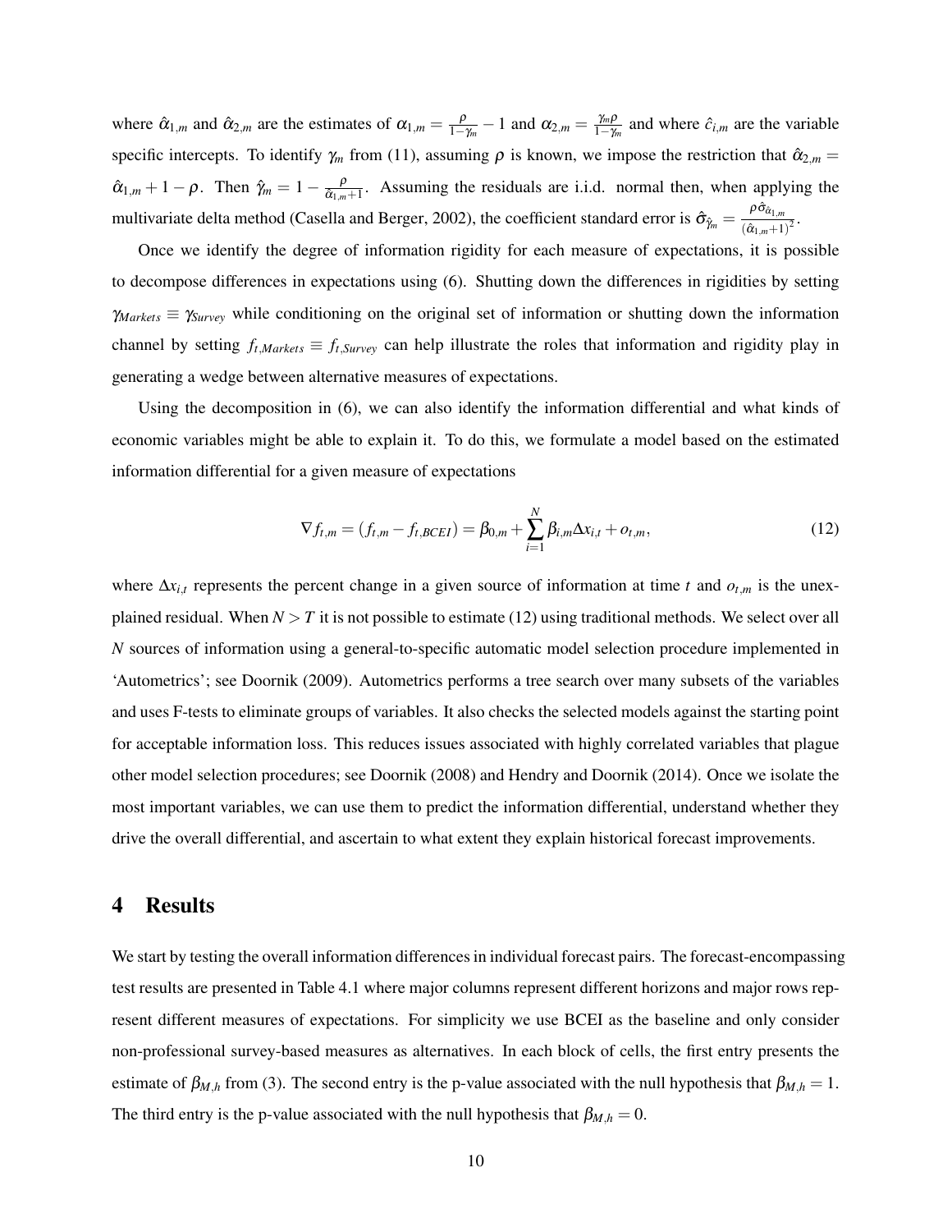where $\hat{\alpha}_{1,m}$ and $\hat{\alpha}_{2,m}$ are the estimates of $\alpha_{1,m} = \frac{\rho}{1-\gamma_m} - 1$ and $\alpha_{2,m} = \frac{\gamma_m \rho}{1-\gamma_m}$ and where $\hat{c}_{i,m}$ are the variable specific intercepts. To identify $\gamma_m$ from (11), assuming $\rho$ is known, we impose the restriction that $\hat{\alpha}_{2,m} = \hat{\alpha}_{1,m} + 1 - \rho$. Then $\hat{\gamma}_m = 1 - \frac{\rho}{\hat{\alpha}_{1,m}+1}$. Assuming the residuals are i.i.d. normal then, when applying the multivariate delta method (Casella and Berger, 2002), the coefficient standard error is $\hat{\sigma}_{\hat{\gamma}_m} = \frac{\rho \hat{\sigma}_{\hat{\alpha}_{1,m}}}{(\hat{\alpha}_{1,m}+1)^2}$.

Once we identify the degree of information rigidity for each measure of expectations, it is possible to decompose differences in expectations using (6). Shutting down the differences in rigidities by setting $\gamma_{Markets} \equiv \gamma_{Survey}$ while conditioning on the original set of information or shutting down the information channel by setting $f_{t,Markets} \equiv f_{t,Survey}$ can help illustrate the roles that information and rigidity play in generating a wedge between alternative measures of expectations.

Using the decomposition in (6), we can also identify the information differential and what kinds of economic variables might be able to explain it. To do this, we formulate a model based on the estimated information differential for a given measure of expectations

$$\nabla f_{t,m} = (f_{t,m} - f_{t,BCEI}) = \beta_{0,m} + \sum_{i=1}^{N} \beta_{i,m} \Delta x_{i,t} + o_{t,m}, \tag{12}$$

where $\Delta x_{i,t}$ represents the percent change in a given source of information at time $t$ and $o_{t,m}$ is the unexplained residual. When $N > T$ it is not possible to estimate (12) using traditional methods. We select over all $N$ sources of information using a general-to-specific automatic model selection procedure implemented in 'Autometrics'; see Doornik (2009). Autometrics performs a tree search over many subsets of the variables and uses F-tests to eliminate groups of variables. It also checks the selected models against the starting point for acceptable information loss. This reduces issues associated with highly correlated variables that plague other model selection procedures; see Doornik (2008) and Hendry and Doornik (2014). Once we isolate the most important variables, we can use them to predict the information differential, understand whether they drive the overall differential, and ascertain to what extent they explain historical forecast improvements.

# 4 Results

We start by testing the overall information differences in individual forecast pairs. The forecast-encompassing test results are presented in Table 4.1 where major columns represent different horizons and major rows represent different measures of expectations. For simplicity we use BCEI as the baseline and only consider non-professional survey-based measures as alternatives. In each block of cells, the first entry presents the estimate of $\beta_{M,h}$ from (3). The second entry is the p-value associated with the null hypothesis that $\beta_{M,h} = 1$. The third entry is the p-value associated with the null hypothesis that $\beta_{M,h} = 0$.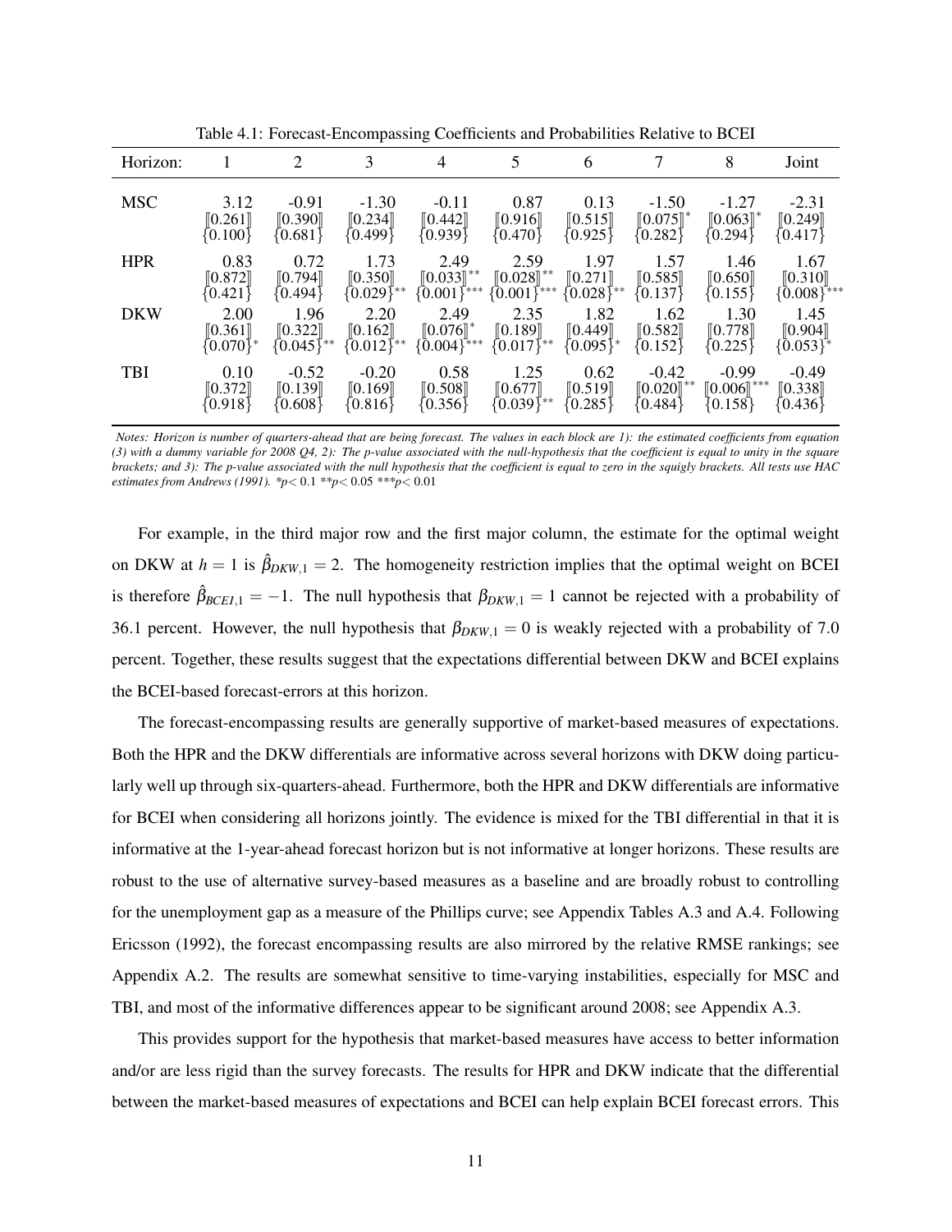Table 4.1: Forecast-Encompassing Coefficients and Probabilities Relative to BCEI

| Horizon: | 1 | 2 | 3 | 4 | 5 | 6 | 7 | 8 | Joint |
|---|---|---|---|---|---|---|---|---|---|
| MSC | 3.12 | -0.91 | -1.30 | -0.11 | 0.87 | 0.13 | -1.50 | -1.27 | -2.31 |
| | ⟦0.261⟧ | ⟦0.390⟧ | ⟦0.234⟧ | ⟦0.442⟧ | ⟦0.916⟧ | ⟦0.515⟧ | ⟦0.075⟧* | ⟦0.063⟧* | ⟦0.249⟧ |
| | {0.100} | {0.681} | {0.499} | {0.939} | {0.470} | {0.925} | {0.282} | {0.294} | {0.417} |
| HPR | 0.83 | 0.72 | 1.73 | 2.49 | 2.59 | 1.97 | 1.57 | 1.46 | 1.67 |
| | ⟦0.872⟧ | ⟦0.794⟧ | ⟦0.350⟧ | ⟦0.033⟧** | ⟦0.028⟧** | ⟦0.271⟧ | ⟦0.585⟧ | ⟦0.650⟧ | ⟦0.310⟧ |
| | {0.421} | {0.494} | {0.029}** | {0.001}*** | {0.001}*** | {0.028}** | {0.137} | {0.155} | {0.008}*** |
| DKW | 2.00 | 1.96 | 2.20 | 2.49 | 2.35 | 1.82 | 1.62 | 1.30 | 1.45 |
| | ⟦0.361⟧ | ⟦0.322⟧ | ⟦0.162⟧ | ⟦0.076⟧* | ⟦0.189⟧ | ⟦0.449⟧ | ⟦0.582⟧ | ⟦0.778⟧ | ⟦0.904⟧ |
| | {0.070}* | {0.045}** | {0.012}** | {0.004}*** | {0.017}** | {0.095}* | {0.152} | {0.225} | {0.053}* |
| TBI | 0.10 | -0.52 | -0.20 | 0.58 | 1.25 | 0.62 | -0.42 | -0.99 | -0.49 |
| | ⟦0.372⟧ | ⟦0.139⟧ | ⟦0.169⟧ | ⟦0.508⟧ | ⟦0.677⟧ | ⟦0.519⟧ | ⟦0.020⟧** | ⟦0.006⟧*** | ⟦0.338⟧ |
| | {0.918} | {0.608} | {0.816} | {0.356} | {0.039}** | {0.285} | {0.484} | {0.158} | {0.436} |

*Notes: Horizon is number of quarters-ahead that are being forecast. The values in each block are 1): the estimated coefficients from equation (3) with a dummy variable for 2008 Q4, 2): The p-value associated with the null-hypothesis that the coefficient is equal to unity in the square brackets; and 3): The p-value associated with the null hypothesis that the coefficient is equal to zero in the squigly brackets. All tests use HAC estimates from Andrews (1991).* *$p<0.1$ **$p<0.05$ ***$p<0.01$

For example, in the third major row and the first major column, the estimate for the optimal weight on DKW at $h=1$ is $\hat{\beta}_{DKW,1}=2$. The homogeneity restriction implies that the optimal weight on BCEI is therefore $\hat{\beta}_{BCEI,1}=-1$. The null hypothesis that $\beta_{DKW,1}=1$ cannot be rejected with a probability of 36.1 percent. However, the null hypothesis that $\beta_{DKW,1}=0$ is weakly rejected with a probability of 7.0 percent. Together, these results suggest that the expectations differential between DKW and BCEI explains the BCEI-based forecast-errors at this horizon.

The forecast-encompassing results are generally supportive of market-based measures of expectations. Both the HPR and the DKW differentials are informative across several horizons with DKW doing particularly well up through six-quarters-ahead. Furthermore, both the HPR and DKW differentials are informative for BCEI when considering all horizons jointly. The evidence is mixed for the TBI differential in that it is informative at the 1-year-ahead forecast horizon but is not informative at longer horizons. These results are robust to the use of alternative survey-based measures as a baseline and are broadly robust to controlling for the unemployment gap as a measure of the Phillips curve; see Appendix Tables A.3 and A.4. Following Ericsson (1992), the forecast encompassing results are also mirrored by the relative RMSE rankings; see Appendix A.2. The results are somewhat sensitive to time-varying instabilities, especially for MSC and TBI, and most of the informative differences appear to be significant around 2008; see Appendix A.3.

This provides support for the hypothesis that market-based measures have access to better information and/or are less rigid than the survey forecasts. The results for HPR and DKW indicate that the differential between the market-based measures of expectations and BCEI can help explain BCEI forecast errors. This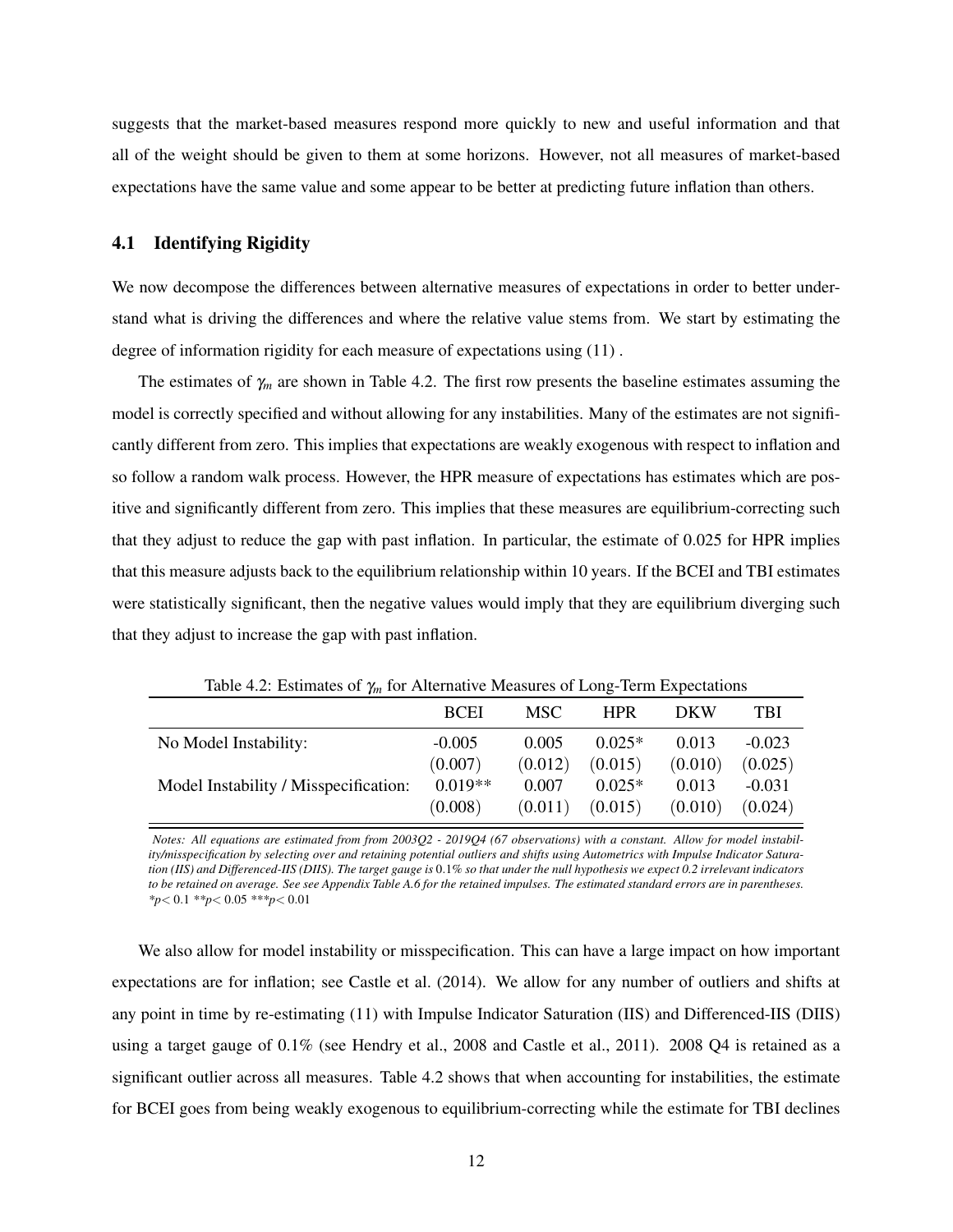suggests that the market-based measures respond more quickly to new and useful information and that all of the weight should be given to them at some horizons. However, not all measures of market-based expectations have the same value and some appear to be better at predicting future inflation than others.

## 4.1 Identifying Rigidity

We now decompose the differences between alternative measures of expectations in order to better understand what is driving the differences and where the relative value stems from. We start by estimating the degree of information rigidity for each measure of expectations using (11) .

The estimates of $\gamma_m$ are shown in Table 4.2. The first row presents the baseline estimates assuming the model is correctly specified and without allowing for any instabilities. Many of the estimates are not significantly different from zero. This implies that expectations are weakly exogenous with respect to inflation and so follow a random walk process. However, the HPR measure of expectations has estimates which are positive and significantly different from zero. This implies that these measures are equilibrium-correcting such that they adjust to reduce the gap with past inflation. In particular, the estimate of 0.025 for HPR implies that this measure adjusts back to the equilibrium relationship within 10 years. If the BCEI and TBI estimates were statistically significant, then the negative values would imply that they are equilibrium diverging such that they adjust to increase the gap with past inflation.

Table 4.2: Estimates of $\gamma_m$ for Alternative Measures of Long-Term Expectations

| | BCEI | MSC | HPR | DKW | TBI |
|---|---|---|---|---|---|
| No Model Instability: | -0.005 | 0.005 | 0.025* | 0.013 | -0.023 |
| | (0.007) | (0.012) | (0.015) | (0.010) | (0.025) |
| Model Instability / Misspecification: | 0.019** | 0.007 | 0.025* | 0.013 | -0.031 |
| | (0.008) | (0.011) | (0.015) | (0.010) | (0.024) |

*Notes: All equations are estimated from from 2003Q2 - 2019Q4 (67 observations) with a constant. Allow for model instability/misspecification by selecting over and retaining potential outliers and shifts using Autometrics with Impulse Indicator Saturation (IIS) and Differenced-IIS (DIIS). The target gauge is 0.1% so that under the null hypothesis we expect 0.2 irrelevant indicators to be retained on average. See see Appendix Table A.6 for the retained impulses. The estimated standard errors are in parentheses. \*p< 0.1 \*\*p< 0.05 \*\*\*p< 0.01*

We also allow for model instability or misspecification. This can have a large impact on how important expectations are for inflation; see Castle et al. (2014). We allow for any number of outliers and shifts at any point in time by re-estimating (11) with Impulse Indicator Saturation (IIS) and Differenced-IIS (DIIS) using a target gauge of 0.1% (see Hendry et al., 2008 and Castle et al., 2011). 2008 Q4 is retained as a significant outlier across all measures. Table 4.2 shows that when accounting for instabilities, the estimate for BCEI goes from being weakly exogenous to equilibrium-correcting while the estimate for TBI declines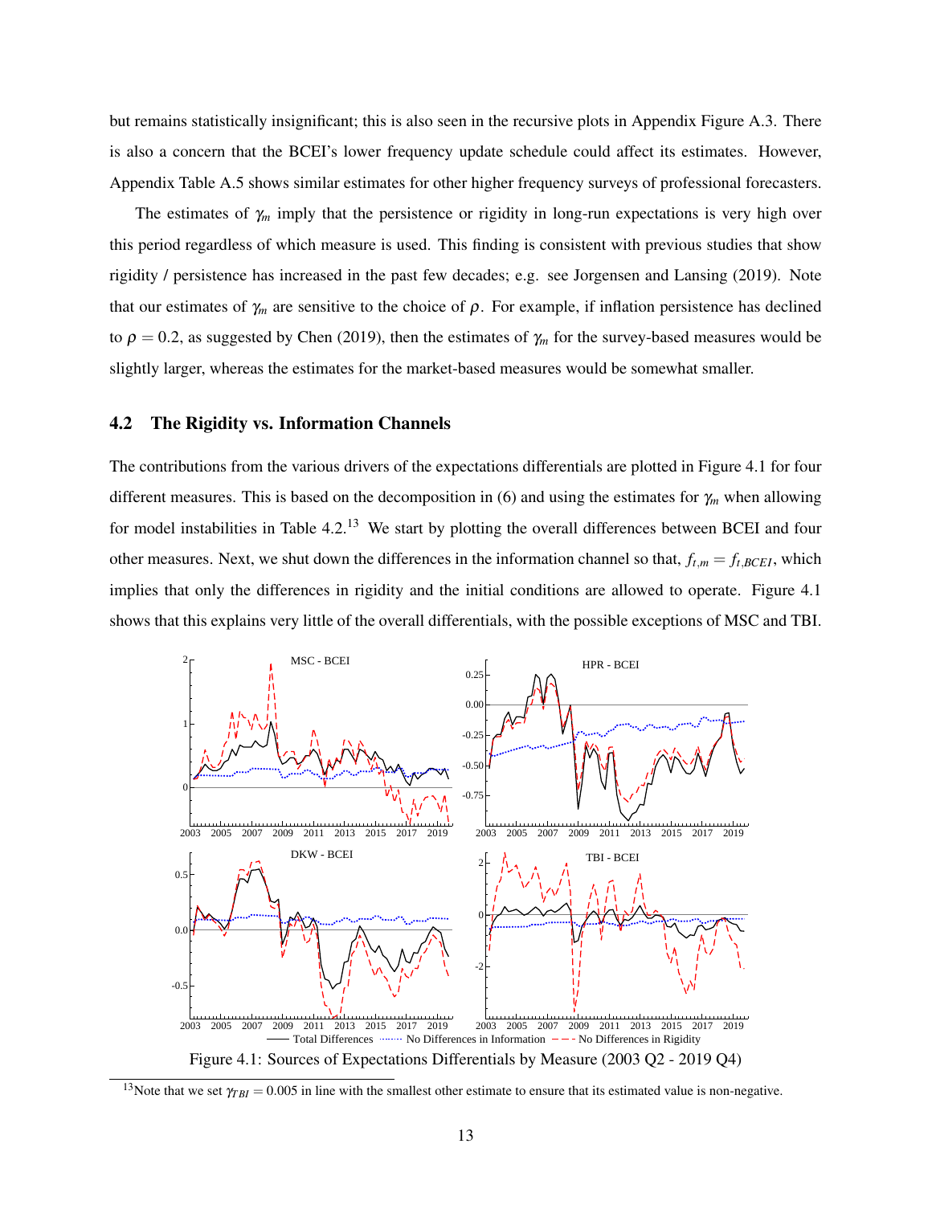but remains statistically insignificant; this is also seen in the recursive plots in Appendix Figure A.3. There is also a concern that the BCEI's lower frequency update schedule could affect its estimates. However, Appendix Table A.5 shows similar estimates for other higher frequency surveys of professional forecasters.

The estimates of $\gamma_m$ imply that the persistence or rigidity in long-run expectations is very high over this period regardless of which measure is used. This finding is consistent with previous studies that show rigidity / persistence has increased in the past few decades; e.g. see Jorgensen and Lansing (2019). Note that our estimates of $\gamma_m$ are sensitive to the choice of $\rho$. For example, if inflation persistence has declined to $\rho = 0.2$, as suggested by Chen (2019), then the estimates of $\gamma_m$ for the survey-based measures would be slightly larger, whereas the estimates for the market-based measures would be somewhat smaller.

## 4.2 The Rigidity vs. Information Channels

The contributions from the various drivers of the expectations differentials are plotted in Figure 4.1 for four different measures. This is based on the decomposition in (6) and using the estimates for $\gamma_m$ when allowing for model instabilities in Table 4.2.[13] We start by plotting the overall differences between BCEI and four other measures. Next, we shut down the differences in the information channel so that, $f_{t,m} = f_{t,BCEI}$, which implies that only the differences in rigidity and the initial conditions are allowed to operate. Figure 4.1 shows that this explains very little of the overall differentials, with the possible exceptions of MSC and TBI.

Figure 4.1: Sources of Expectations Differentials by Measure (2003 Q2 - 2019 Q4)

[13] Note that we set $\gamma_{TBI} = 0.005$ in line with the smallest other estimate to ensure that its estimated value is non-negative.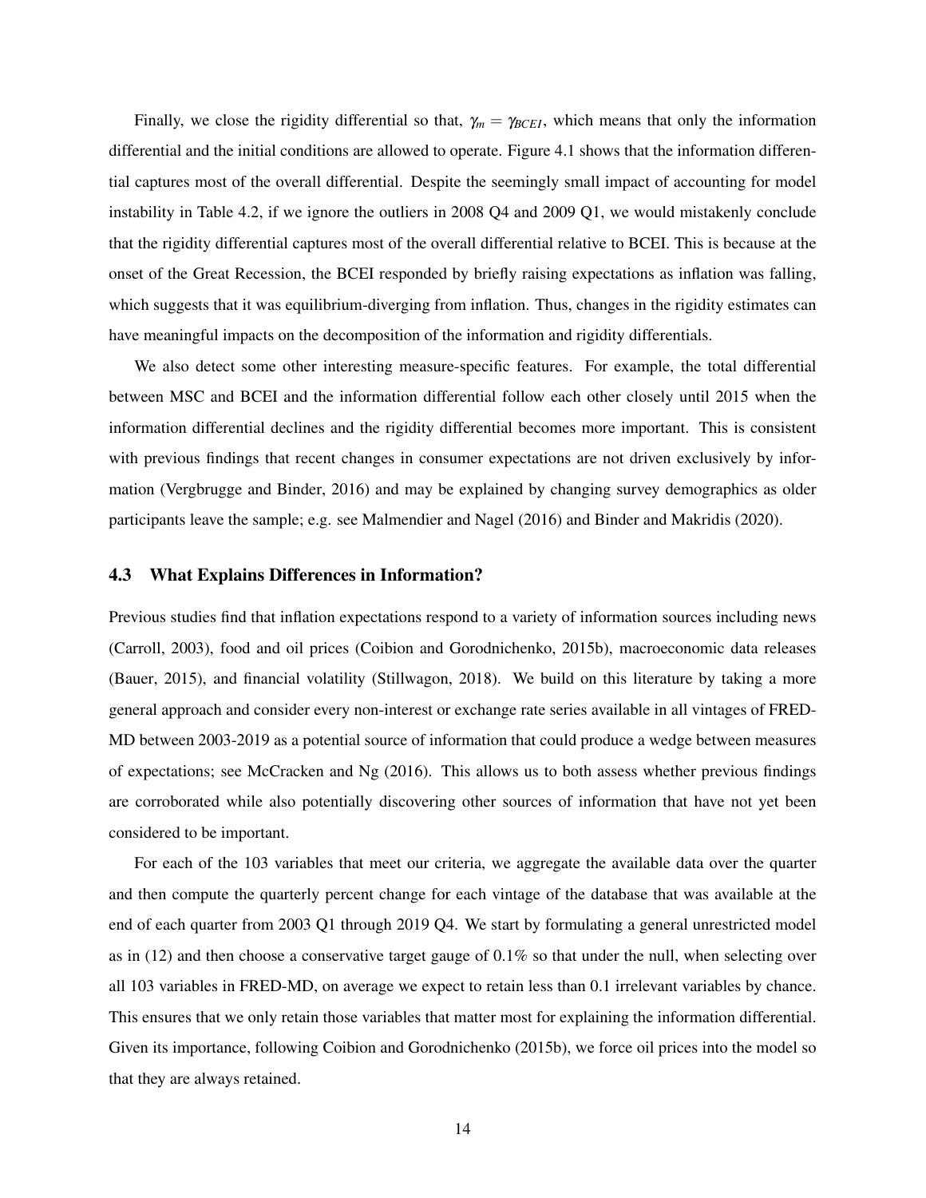Finally, we close the rigidity differential so that, $\gamma_m = \gamma_{BCEI}$, which means that only the information differential and the initial conditions are allowed to operate. Figure 4.1 shows that the information differential captures most of the overall differential. Despite the seemingly small impact of accounting for model instability in Table 4.2, if we ignore the outliers in 2008 Q4 and 2009 Q1, we would mistakenly conclude that the rigidity differential captures most of the overall differential relative to BCEI. This is because at the onset of the Great Recession, the BCEI responded by briefly raising expectations as inflation was falling, which suggests that it was equilibrium-diverging from inflation. Thus, changes in the rigidity estimates can have meaningful impacts on the decomposition of the information and rigidity differentials.

We also detect some other interesting measure-specific features. For example, the total differential between MSC and BCEI and the information differential follow each other closely until 2015 when the information differential declines and the rigidity differential becomes more important. This is consistent with previous findings that recent changes in consumer expectations are not driven exclusively by information (Vergbrugge and Binder, 2016) and may be explained by changing survey demographics as older participants leave the sample; e.g. see Malmendier and Nagel (2016) and Binder and Makridis (2020).

### 4.3 What Explains Differences in Information?

Previous studies find that inflation expectations respond to a variety of information sources including news (Carroll, 2003), food and oil prices (Coibion and Gorodnichenko, 2015b), macroeconomic data releases (Bauer, 2015), and financial volatility (Stillwagon, 2018). We build on this literature by taking a more general approach and consider every non-interest or exchange rate series available in all vintages of FRED-MD between 2003-2019 as a potential source of information that could produce a wedge between measures of expectations; see McCracken and Ng (2016). This allows us to both assess whether previous findings are corroborated while also potentially discovering other sources of information that have not yet been considered to be important.

For each of the 103 variables that meet our criteria, we aggregate the available data over the quarter and then compute the quarterly percent change for each vintage of the database that was available at the end of each quarter from 2003 Q1 through 2019 Q4. We start by formulating a general unrestricted model as in (12) and then choose a conservative target gauge of 0.1% so that under the null, when selecting over all 103 variables in FRED-MD, on average we expect to retain less than 0.1 irrelevant variables by chance. This ensures that we only retain those variables that matter most for explaining the information differential. Given its importance, following Coibion and Gorodnichenko (2015b), we force oil prices into the model so that they are always retained.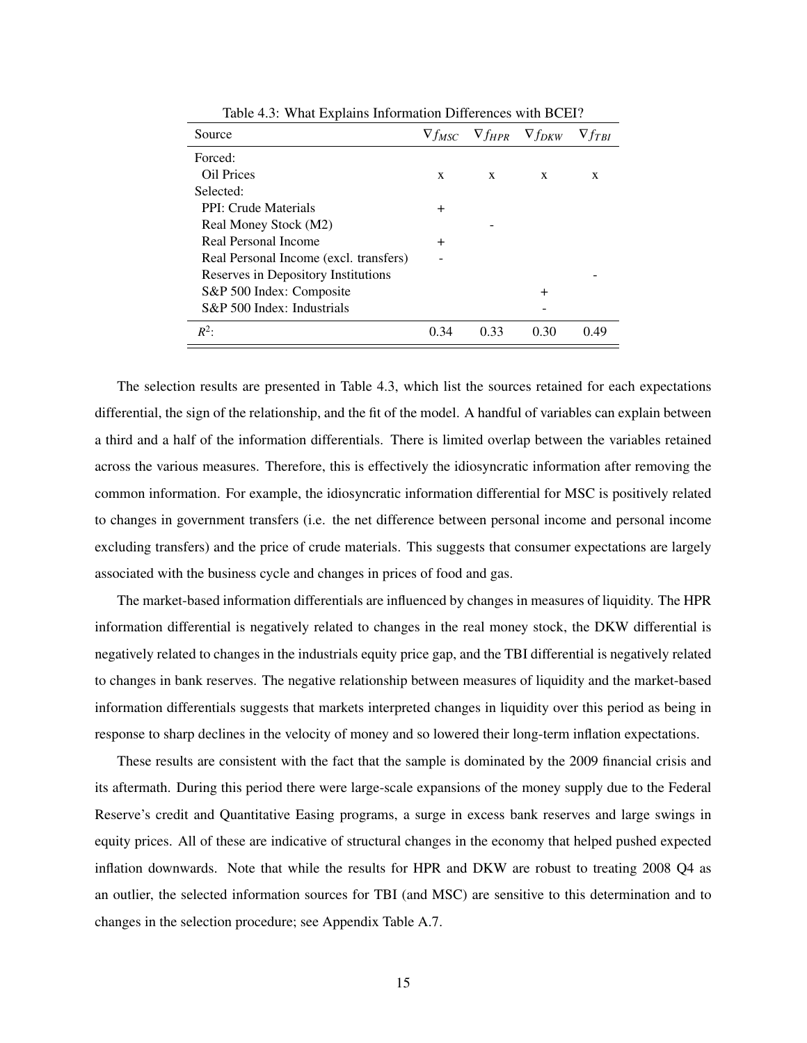Table 4.3: What Explains Information Differences with BCEI?

| Source | $\nabla f_{MSC}$ | $\nabla f_{HPR}$ | $\nabla f_{DKW}$ | $\nabla f_{TBI}$ |
|---|---|---|---|---|
| Forced: | | | | |
| Oil Prices | x | x | x | x |
| Selected: | | | | |
| PPI: Crude Materials | + | | | |
| Real Money Stock (M2) | | - | | |
| Real Personal Income | + | | | |
| Real Personal Income (excl. transfers) | - | | | |
| Reserves in Depository Institutions | | | | - |
| S&P 500 Index: Composite | | | + | |
| S&P 500 Index: Industrials | | | - | |
| $R^2$: | 0.34 | 0.33 | 0.30 | 0.49 |

The selection results are presented in Table 4.3, which list the sources retained for each expectations differential, the sign of the relationship, and the fit of the model. A handful of variables can explain between a third and a half of the information differentials. There is limited overlap between the variables retained across the various measures. Therefore, this is effectively the idiosyncratic information after removing the common information. For example, the idiosyncratic information differential for MSC is positively related to changes in government transfers (i.e. the net difference between personal income and personal income excluding transfers) and the price of crude materials. This suggests that consumer expectations are largely associated with the business cycle and changes in prices of food and gas.

The market-based information differentials are influenced by changes in measures of liquidity. The HPR information differential is negatively related to changes in the real money stock, the DKW differential is negatively related to changes in the industrials equity price gap, and the TBI differential is negatively related to changes in bank reserves. The negative relationship between measures of liquidity and the market-based information differentials suggests that markets interpreted changes in liquidity over this period as being in response to sharp declines in the velocity of money and so lowered their long-term inflation expectations.

These results are consistent with the fact that the sample is dominated by the 2009 financial crisis and its aftermath. During this period there were large-scale expansions of the money supply due to the Federal Reserve's credit and Quantitative Easing programs, a surge in excess bank reserves and large swings in equity prices. All of these are indicative of structural changes in the economy that helped pushed expected inflation downwards. Note that while the results for HPR and DKW are robust to treating 2008 Q4 as an outlier, the selected information sources for TBI (and MSC) are sensitive to this determination and to changes in the selection procedure; see Appendix Table A.7.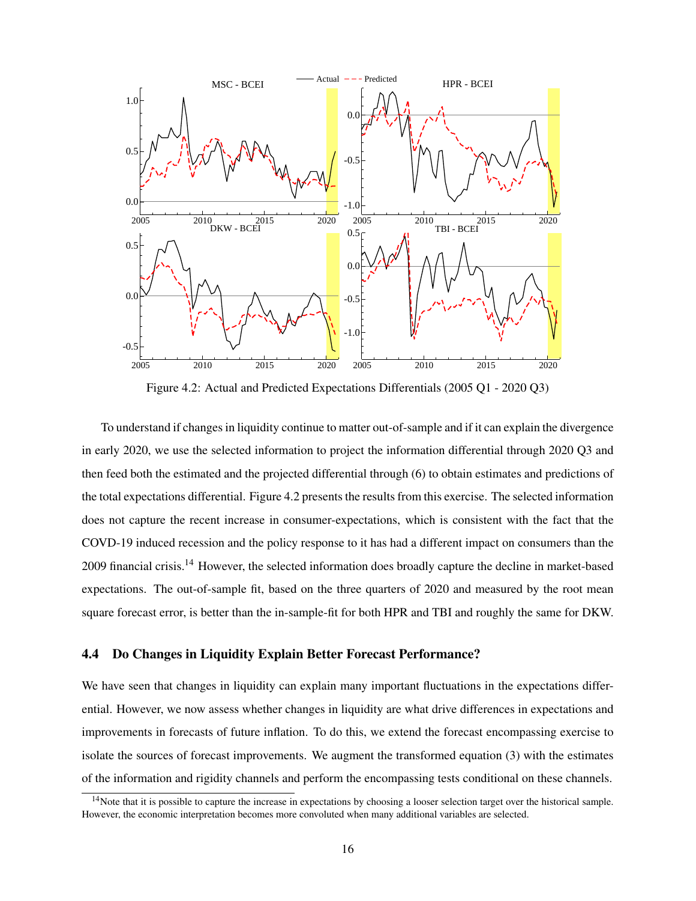Figure 4.2: Actual and Predicted Expectations Differentials (2005 Q1 - 2020 Q3)

To understand if changes in liquidity continue to matter out-of-sample and if it can explain the divergence in early 2020, we use the selected information to project the information differential through 2020 Q3 and then feed both the estimated and the projected differential through (6) to obtain estimates and predictions of the total expectations differential. Figure 4.2 presents the results from this exercise. The selected information does not capture the recent increase in consumer-expectations, which is consistent with the fact that the COVID-19 induced recession and the policy response to it has had a different impact on consumers than the 2009 financial crisis.[14] However, the selected information does broadly capture the decline in market-based expectations. The out-of-sample fit, based on the three quarters of 2020 and measured by the root mean square forecast error, is better than the in-sample-fit for both HPR and TBI and roughly the same for DKW.

### 4.4 Do Changes in Liquidity Explain Better Forecast Performance?

We have seen that changes in liquidity can explain many important fluctuations in the expectations differential. However, we now assess whether changes in liquidity are what drive differences in expectations and improvements in forecasts of future inflation. To do this, we extend the forecast encompassing exercise to isolate the sources of forecast improvements. We augment the transformed equation (3) with the estimates of the information and rigidity channels and perform the encompassing tests conditional on these channels.

[14] Note that it is possible to capture the increase in expectations by choosing a looser selection target over the historical sample. However, the economic interpretation becomes more convoluted when many additional variables are selected.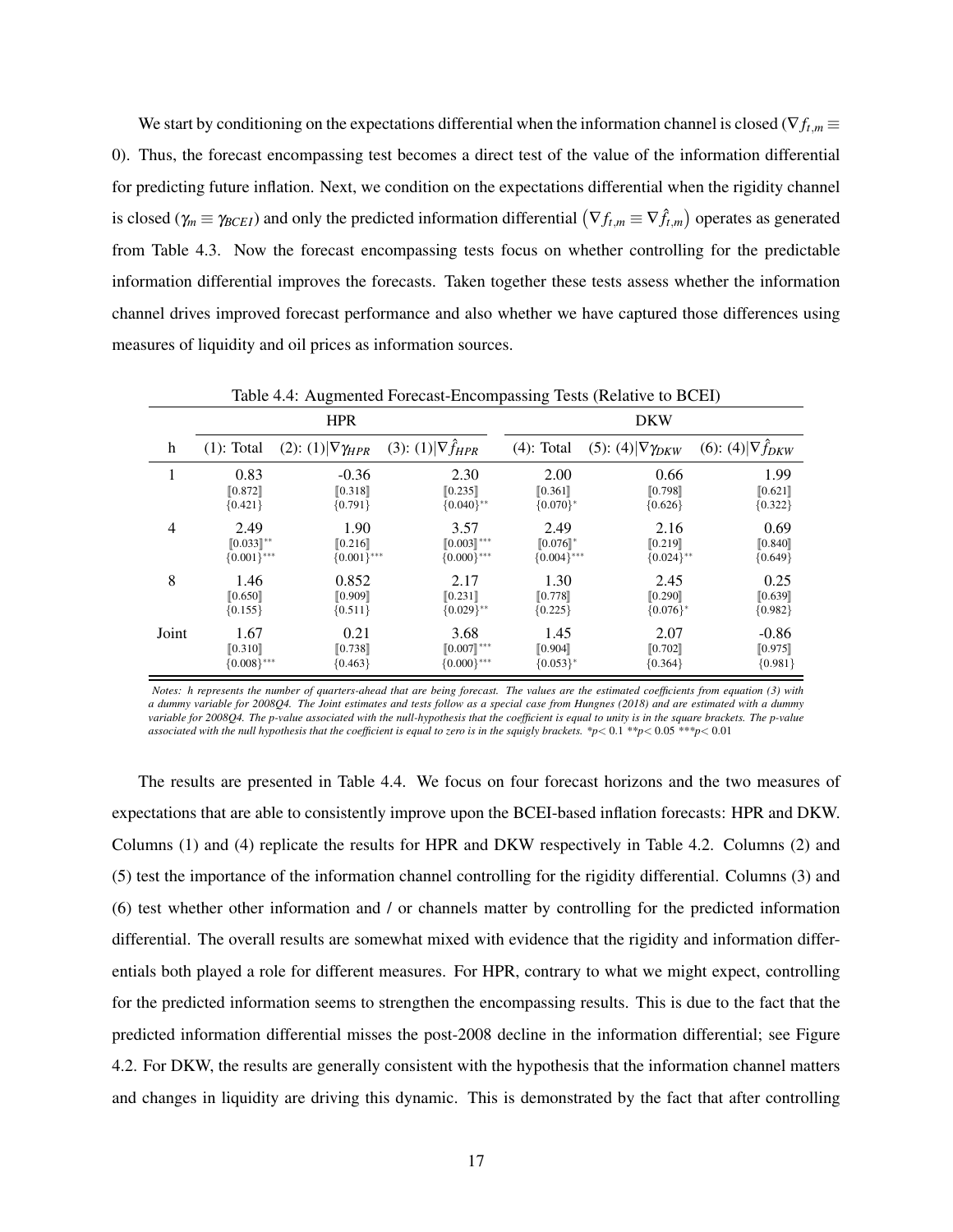We start by conditioning on the expectations differential when the information channel is closed ($\nabla f_{t,m} \equiv 0$). Thus, the forecast encompassing test becomes a direct test of the value of the information differential for predicting future inflation. Next, we condition on the expectations differential when the rigidity channel is closed ($\gamma_m \equiv \gamma_{BCEI}$) and only the predicted information differential $\left(\nabla f_{t,m} \equiv \nabla \hat{f}_{t,m}\right)$ operates as generated from Table 4.3. Now the forecast encompassing tests focus on whether controlling for the predictable information differential improves the forecasts. Taken together these tests assess whether the information channel drives improved forecast performance and also whether we have captured those differences using measures of liquidity and oil prices as information sources.

Table 4.4: Augmented Forecast-Encompassing Tests (Relative to BCEI)

| | HPR | | | DKW | | |
|---|---|---|---|---|---|---|
| h | (1): Total | (2): (1)$\vert\nabla\gamma_{HPR}$ | (3): (1)$\vert\nabla\hat{f}_{HPR}$ | (4): Total | (5): (4)$\vert\nabla\gamma_{DKW}$ | (6): (4)$\vert\nabla\hat{f}_{DKW}$ |
| 1 | 0.83 | -0.36 | 2.30 | 2.00 | 0.66 | 1.99 |
| | ⟦0.872⟧ | ⟦0.318⟧ | ⟦0.235⟧ | ⟦0.361⟧ | ⟦0.798⟧ | ⟦0.621⟧ |
| | {0.421} | {0.791} | {0.040}** | {0.070}* | {0.626} | {0.322} |
| 4 | 2.49 | 1.90 | 3.57 | 2.49 | 2.16 | 0.69 |
| | ⟦0.033⟧** | ⟦0.216⟧ | ⟦0.003⟧*** | ⟦0.076⟧* | ⟦0.219⟧ | ⟦0.840⟧ |
| | {0.001}*** | {0.001}*** | {0.000}*** | {0.004}*** | {0.024}** | {0.649} |
| 8 | 1.46 | 0.852 | 2.17 | 1.30 | 2.45 | 0.25 |
| | ⟦0.650⟧ | ⟦0.909⟧ | ⟦0.231⟧ | ⟦0.778⟧ | ⟦0.290⟧ | ⟦0.639⟧ |
| | {0.155} | {0.511} | {0.029}** | {0.225} | {0.076}* | {0.982} |
| Joint | 1.67 | 0.21 | 3.68 | 1.45 | 2.07 | -0.86 |
| | ⟦0.310⟧ | ⟦0.738⟧ | ⟦0.007⟧*** | ⟦0.904⟧ | ⟦0.702⟧ | ⟦0.975⟧ |
| | {0.008}*** | {0.463} | {0.000}*** | {0.053}* | {0.364} | {0.981} |

*Notes: h represents the number of quarters-ahead that are being forecast. The values are the estimated coefficients from equation (3) with a dummy variable for 2008Q4. The Joint estimates and tests follow as a special case from Hungnes (2018) and are estimated with a dummy variable for 2008Q4. The p-value associated with the null-hypothesis that the coefficient is equal to unity is in the square brackets. The p-value associated with the null hypothesis that the coefficient is equal to zero is in the squigly brackets. *p< 0.1 **p< 0.05 ***p< 0.01*

The results are presented in Table 4.4. We focus on four forecast horizons and the two measures of expectations that are able to consistently improve upon the BCEI-based inflation forecasts: HPR and DKW. Columns (1) and (4) replicate the results for HPR and DKW respectively in Table 4.2. Columns (2) and (5) test the importance of the information channel controlling for the rigidity differential. Columns (3) and (6) test whether other information and / or channels matter by controlling for the predicted information differential. The overall results are somewhat mixed with evidence that the rigidity and information differentials both played a role for different measures. For HPR, contrary to what we might expect, controlling for the predicted information seems to strengthen the encompassing results. This is due to the fact that the predicted information differential misses the post-2008 decline in the information differential; see Figure 4.2. For DKW, the results are generally consistent with the hypothesis that the information channel matters and changes in liquidity are driving this dynamic. This is demonstrated by the fact that after controlling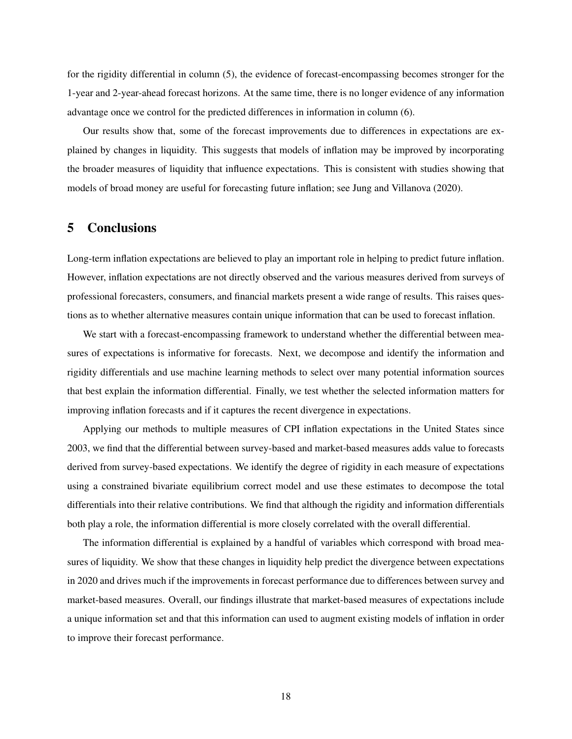for the rigidity differential in column (5), the evidence of forecast-encompassing becomes stronger for the 1-year and 2-year-ahead forecast horizons. At the same time, there is no longer evidence of any information advantage once we control for the predicted differences in information in column (6).

Our results show that, some of the forecast improvements due to differences in expectations are explained by changes in liquidity. This suggests that models of inflation may be improved by incorporating the broader measures of liquidity that influence expectations. This is consistent with studies showing that models of broad money are useful for forecasting future inflation; see Jung and Villanova (2020).

## 5 Conclusions

Long-term inflation expectations are believed to play an important role in helping to predict future inflation. However, inflation expectations are not directly observed and the various measures derived from surveys of professional forecasters, consumers, and financial markets present a wide range of results. This raises questions as to whether alternative measures contain unique information that can be used to forecast inflation.

We start with a forecast-encompassing framework to understand whether the differential between measures of expectations is informative for forecasts. Next, we decompose and identify the information and rigidity differentials and use machine learning methods to select over many potential information sources that best explain the information differential. Finally, we test whether the selected information matters for improving inflation forecasts and if it captures the recent divergence in expectations.

Applying our methods to multiple measures of CPI inflation expectations in the United States since 2003, we find that the differential between survey-based and market-based measures adds value to forecasts derived from survey-based expectations. We identify the degree of rigidity in each measure of expectations using a constrained bivariate equilibrium correct model and use these estimates to decompose the total differentials into their relative contributions. We find that although the rigidity and information differentials both play a role, the information differential is more closely correlated with the overall differential.

The information differential is explained by a handful of variables which correspond with broad measures of liquidity. We show that these changes in liquidity help predict the divergence between expectations in 2020 and drives much if the improvements in forecast performance due to differences between survey and market-based measures. Overall, our findings illustrate that market-based measures of expectations include a unique information set and that this information can used to augment existing models of inflation in order to improve their forecast performance.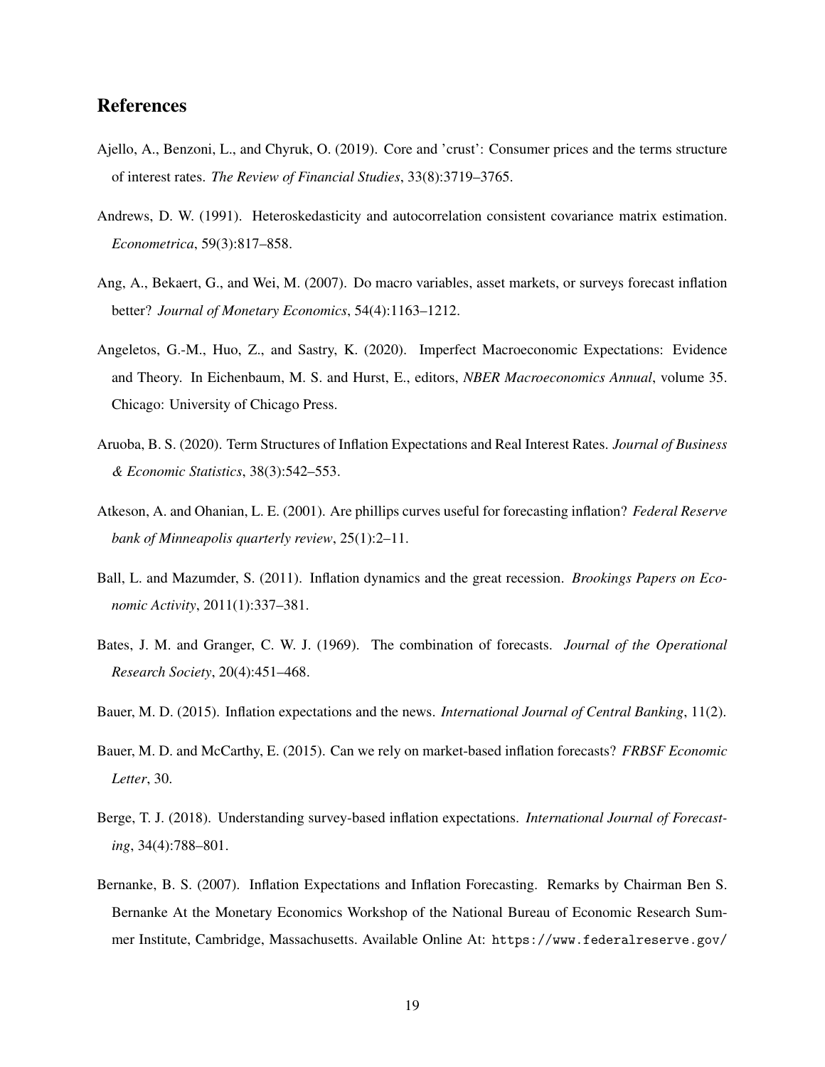## References

Ajello, A., Benzoni, L., and Chyruk, O. (2019). Core and 'crust': Consumer prices and the terms structure of interest rates. *The Review of Financial Studies*, 33(8):3719–3765.

Andrews, D. W. (1991). Heteroskedasticity and autocorrelation consistent covariance matrix estimation. *Econometrica*, 59(3):817–858.

Ang, A., Bekaert, G., and Wei, M. (2007). Do macro variables, asset markets, or surveys forecast inflation better? *Journal of Monetary Economics*, 54(4):1163–1212.

Angeletos, G.-M., Huo, Z., and Sastry, K. (2020). Imperfect Macroeconomic Expectations: Evidence and Theory. In Eichenbaum, M. S. and Hurst, E., editors, *NBER Macroeconomics Annual*, volume 35. Chicago: University of Chicago Press.

Aruoba, B. S. (2020). Term Structures of Inflation Expectations and Real Interest Rates. *Journal of Business & Economic Statistics*, 38(3):542–553.

Atkeson, A. and Ohanian, L. E. (2001). Are phillips curves useful for forecasting inflation? *Federal Reserve bank of Minneapolis quarterly review*, 25(1):2–11.

Ball, L. and Mazumder, S. (2011). Inflation dynamics and the great recession. *Brookings Papers on Economic Activity*, 2011(1):337–381.

Bates, J. M. and Granger, C. W. J. (1969). The combination of forecasts. *Journal of the Operational Research Society*, 20(4):451–468.

Bauer, M. D. (2015). Inflation expectations and the news. *International Journal of Central Banking*, 11(2).

Bauer, M. D. and McCarthy, E. (2015). Can we rely on market-based inflation forecasts? *FRBSF Economic Letter*, 30.

Berge, T. J. (2018). Understanding survey-based inflation expectations. *International Journal of Forecasting*, 34(4):788–801.

Bernanke, B. S. (2007). Inflation Expectations and Inflation Forecasting. Remarks by Chairman Ben S. Bernanke At the Monetary Economics Workshop of the National Bureau of Economic Research Summer Institute, Cambridge, Massachusetts. Available Online At: https://www.federalreserve.gov/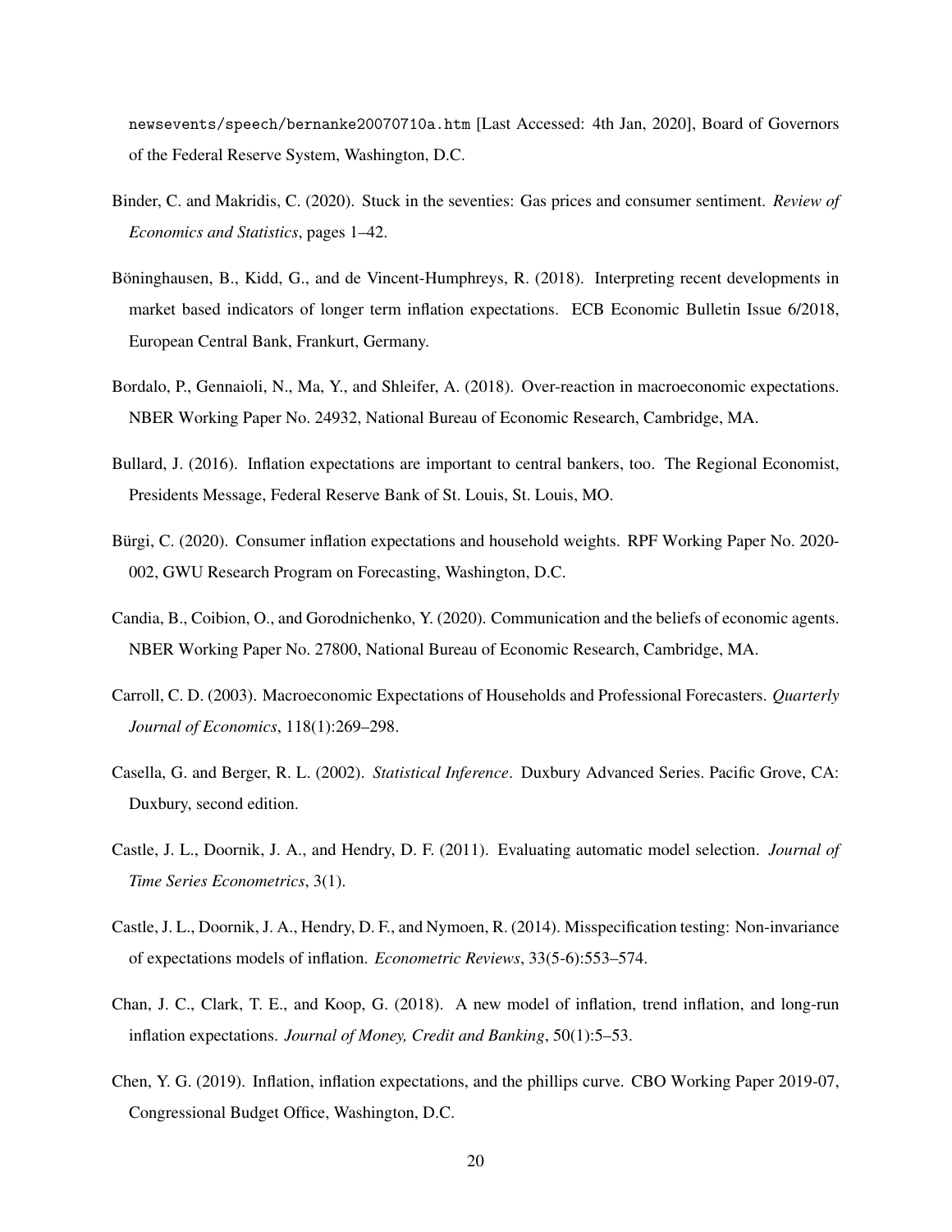newsevents/speech/bernanke20070710a.htm [Last Accessed: 4th Jan, 2020], Board of Governors of the Federal Reserve System, Washington, D.C.

Binder, C. and Makridis, C. (2020). Stuck in the seventies: Gas prices and consumer sentiment. *Review of Economics and Statistics*, pages 1–42.

Böninghausen, B., Kidd, G., and de Vincent-Humphreys, R. (2018). Interpreting recent developments in market based indicators of longer term inflation expectations. ECB Economic Bulletin Issue 6/2018, European Central Bank, Frankurt, Germany.

Bordalo, P., Gennaioli, N., Ma, Y., and Shleifer, A. (2018). Over-reaction in macroeconomic expectations. NBER Working Paper No. 24932, National Bureau of Economic Research, Cambridge, MA.

Bullard, J. (2016). Inflation expectations are important to central bankers, too. The Regional Economist, Presidents Message, Federal Reserve Bank of St. Louis, St. Louis, MO.

Bürgi, C. (2020). Consumer inflation expectations and household weights. RPF Working Paper No. 2020-002, GWU Research Program on Forecasting, Washington, D.C.

Candia, B., Coibion, O., and Gorodnichenko, Y. (2020). Communication and the beliefs of economic agents. NBER Working Paper No. 27800, National Bureau of Economic Research, Cambridge, MA.

Carroll, C. D. (2003). Macroeconomic Expectations of Households and Professional Forecasters. *Quarterly Journal of Economics*, 118(1):269–298.

Casella, G. and Berger, R. L. (2002). *Statistical Inference*. Duxbury Advanced Series. Pacific Grove, CA: Duxbury, second edition.

Castle, J. L., Doornik, J. A., and Hendry, D. F. (2011). Evaluating automatic model selection. *Journal of Time Series Econometrics*, 3(1).

Castle, J. L., Doornik, J. A., Hendry, D. F., and Nymoen, R. (2014). Misspecification testing: Non-invariance of expectations models of inflation. *Econometric Reviews*, 33(5-6):553–574.

Chan, J. C., Clark, T. E., and Koop, G. (2018). A new model of inflation, trend inflation, and long-run inflation expectations. *Journal of Money, Credit and Banking*, 50(1):5–53.

Chen, Y. G. (2019). Inflation, inflation expectations, and the phillips curve. CBO Working Paper 2019-07, Congressional Budget Office, Washington, D.C.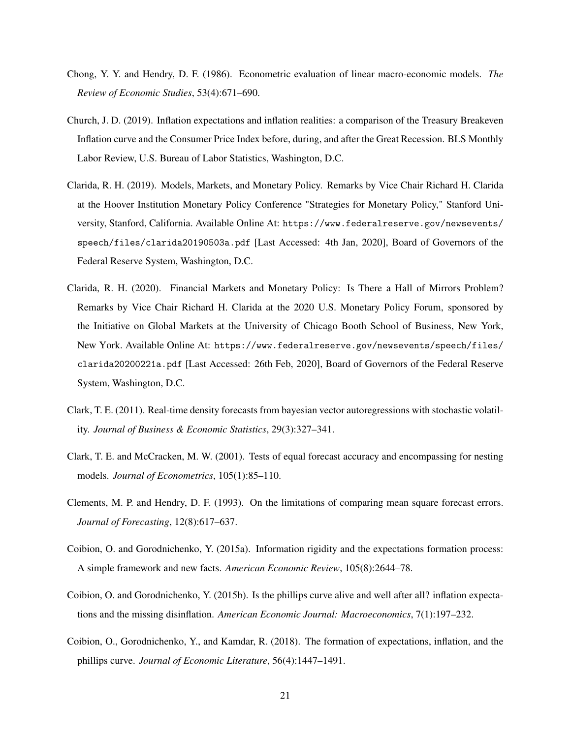Chong, Y. Y. and Hendry, D. F. (1986). Econometric evaluation of linear macro-economic models. *The Review of Economic Studies*, 53(4):671–690.

Church, J. D. (2019). Inflation expectations and inflation realities: a comparison of the Treasury Breakeven Inflation curve and the Consumer Price Index before, during, and after the Great Recession. BLS Monthly Labor Review, U.S. Bureau of Labor Statistics, Washington, D.C.

Clarida, R. H. (2019). Models, Markets, and Monetary Policy. Remarks by Vice Chair Richard H. Clarida at the Hoover Institution Monetary Policy Conference "Strategies for Monetary Policy," Stanford University, Stanford, California. Available Online At: `https://www.federalreserve.gov/newsevents/speech/files/clarida20190503a.pdf` [Last Accessed: 4th Jan, 2020], Board of Governors of the Federal Reserve System, Washington, D.C.

Clarida, R. H. (2020). Financial Markets and Monetary Policy: Is There a Hall of Mirrors Problem? Remarks by Vice Chair Richard H. Clarida at the 2020 U.S. Monetary Policy Forum, sponsored by the Initiative on Global Markets at the University of Chicago Booth School of Business, New York, New York. Available Online At: `https://www.federalreserve.gov/newsevents/speech/files/clarida20200221a.pdf` [Last Accessed: 26th Feb, 2020], Board of Governors of the Federal Reserve System, Washington, D.C.

Clark, T. E. (2011). Real-time density forecasts from bayesian vector autoregressions with stochastic volatility. *Journal of Business & Economic Statistics*, 29(3):327–341.

Clark, T. E. and McCracken, M. W. (2001). Tests of equal forecast accuracy and encompassing for nesting models. *Journal of Econometrics*, 105(1):85–110.

Clements, M. P. and Hendry, D. F. (1993). On the limitations of comparing mean square forecast errors. *Journal of Forecasting*, 12(8):617–637.

Coibion, O. and Gorodnichenko, Y. (2015a). Information rigidity and the expectations formation process: A simple framework and new facts. *American Economic Review*, 105(8):2644–78.

Coibion, O. and Gorodnichenko, Y. (2015b). Is the phillips curve alive and well after all? inflation expectations and the missing disinflation. *American Economic Journal: Macroeconomics*, 7(1):197–232.

Coibion, O., Gorodnichenko, Y., and Kamdar, R. (2018). The formation of expectations, inflation, and the phillips curve. *Journal of Economic Literature*, 56(4):1447–1491.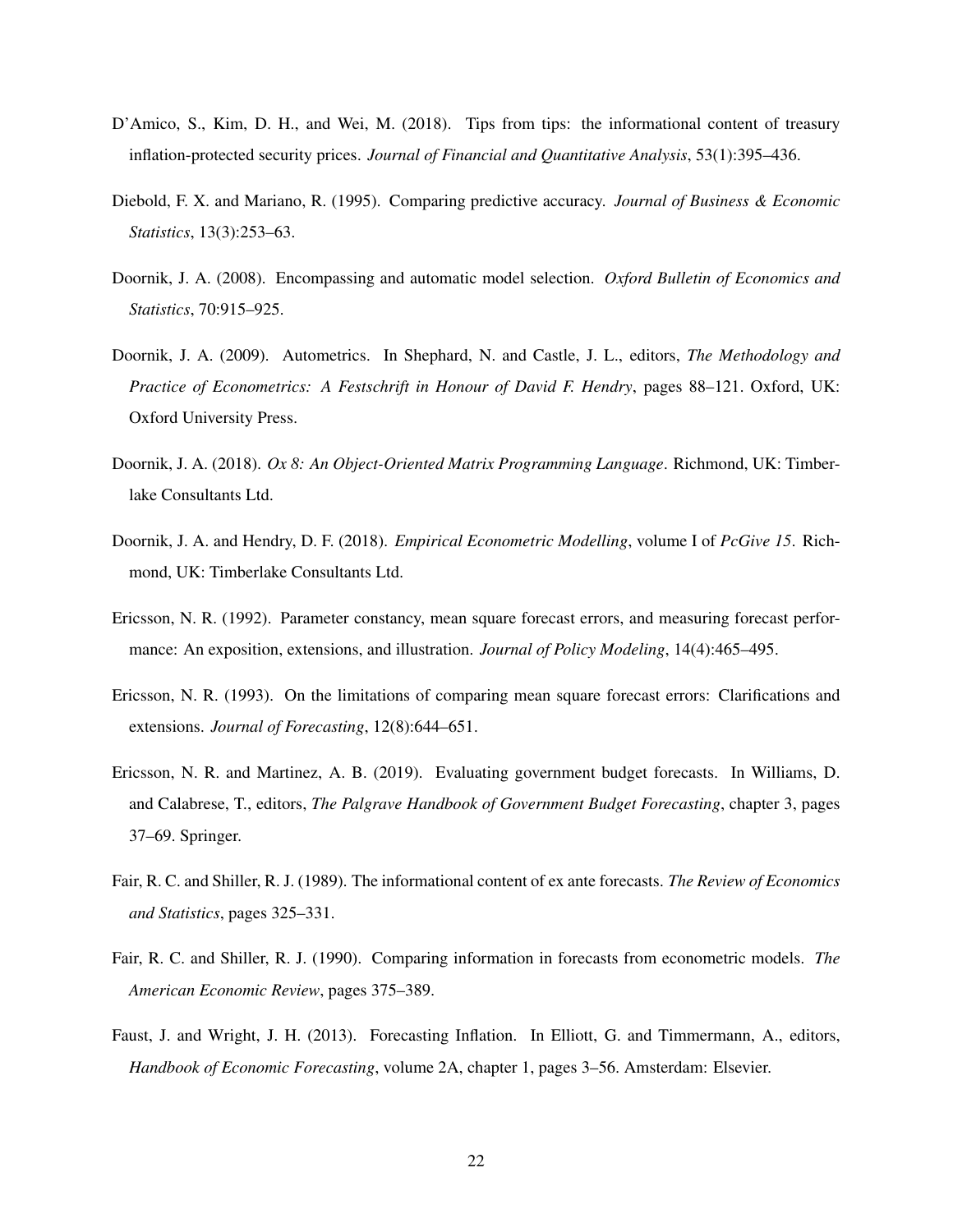D'Amico, S., Kim, D. H., and Wei, M. (2018). Tips from tips: the informational content of treasury inflation-protected security prices. *Journal of Financial and Quantitative Analysis*, 53(1):395–436.

Diebold, F. X. and Mariano, R. (1995). Comparing predictive accuracy. *Journal of Business & Economic Statistics*, 13(3):253–63.

Doornik, J. A. (2008). Encompassing and automatic model selection. *Oxford Bulletin of Economics and Statistics*, 70:915–925.

Doornik, J. A. (2009). Autometrics. In Shephard, N. and Castle, J. L., editors, *The Methodology and Practice of Econometrics: A Festschrift in Honour of David F. Hendry*, pages 88–121. Oxford, UK: Oxford University Press.

Doornik, J. A. (2018). *Ox 8: An Object-Oriented Matrix Programming Language*. Richmond, UK: Timberlake Consultants Ltd.

Doornik, J. A. and Hendry, D. F. (2018). *Empirical Econometric Modelling*, volume I of *PcGive 15*. Richmond, UK: Timberlake Consultants Ltd.

Ericsson, N. R. (1992). Parameter constancy, mean square forecast errors, and measuring forecast performance: An exposition, extensions, and illustration. *Journal of Policy Modeling*, 14(4):465–495.

Ericsson, N. R. (1993). On the limitations of comparing mean square forecast errors: Clarifications and extensions. *Journal of Forecasting*, 12(8):644–651.

Ericsson, N. R. and Martinez, A. B. (2019). Evaluating government budget forecasts. In Williams, D. and Calabrese, T., editors, *The Palgrave Handbook of Government Budget Forecasting*, chapter 3, pages 37–69. Springer.

Fair, R. C. and Shiller, R. J. (1989). The informational content of ex ante forecasts. *The Review of Economics and Statistics*, pages 325–331.

Fair, R. C. and Shiller, R. J. (1990). Comparing information in forecasts from econometric models. *The American Economic Review*, pages 375–389.

Faust, J. and Wright, J. H. (2013). Forecasting Inflation. In Elliott, G. and Timmermann, A., editors, *Handbook of Economic Forecasting*, volume 2A, chapter 1, pages 3–56. Amsterdam: Elsevier.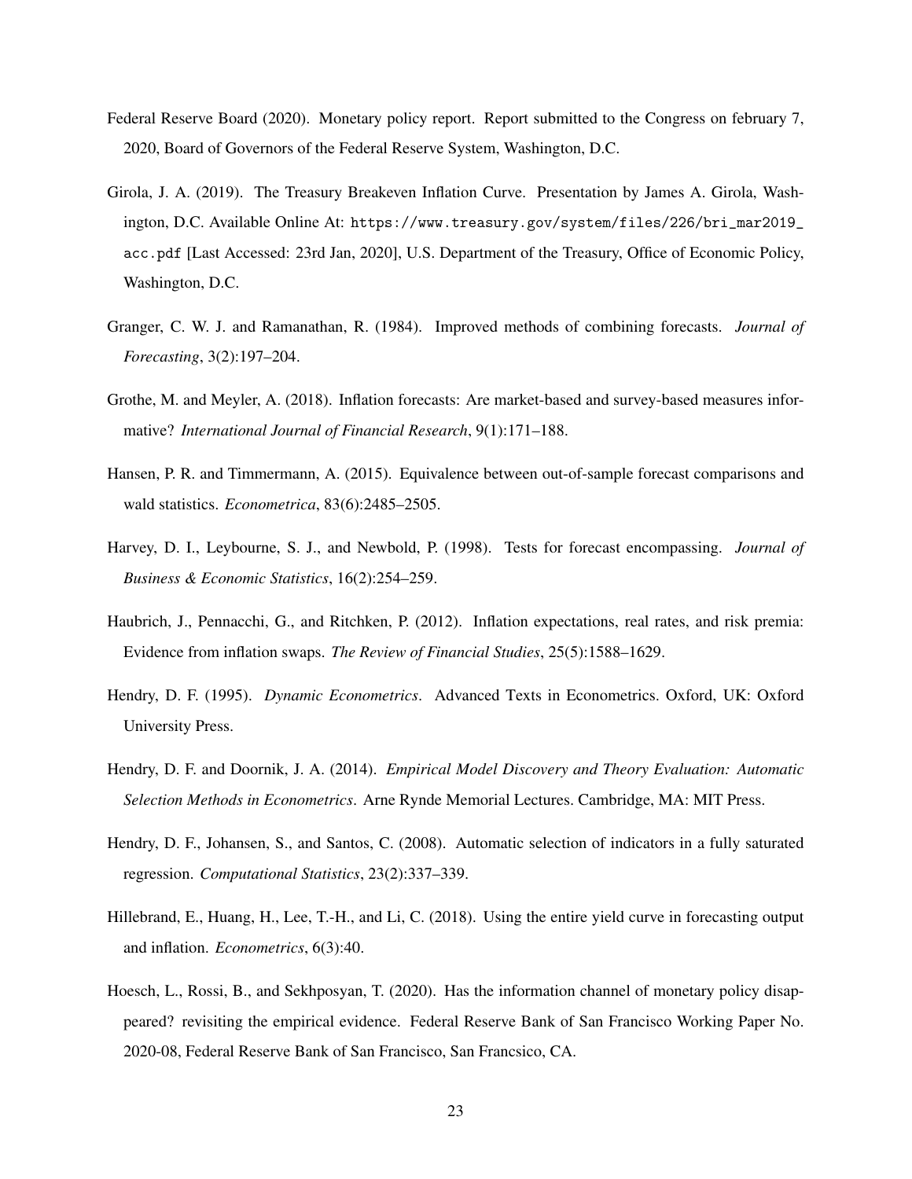Federal Reserve Board (2020). Monetary policy report. Report submitted to the Congress on february 7, 2020, Board of Governors of the Federal Reserve System, Washington, D.C.

Girola, J. A. (2019). The Treasury Breakeven Inflation Curve. Presentation by James A. Girola, Washington, D.C. Available Online At: https://www.treasury.gov/system/files/226/bri_mar2019_acc.pdf [Last Accessed: 23rd Jan, 2020], U.S. Department of the Treasury, Office of Economic Policy, Washington, D.C.

Granger, C. W. J. and Ramanathan, R. (1984). Improved methods of combining forecasts. *Journal of Forecasting*, 3(2):197–204.

Grothe, M. and Meyler, A. (2018). Inflation forecasts: Are market-based and survey-based measures informative? *International Journal of Financial Research*, 9(1):171–188.

Hansen, P. R. and Timmermann, A. (2015). Equivalence between out-of-sample forecast comparisons and wald statistics. *Econometrica*, 83(6):2485–2505.

Harvey, D. I., Leybourne, S. J., and Newbold, P. (1998). Tests for forecast encompassing. *Journal of Business & Economic Statistics*, 16(2):254–259.

Haubrich, J., Pennacchi, G., and Ritchken, P. (2012). Inflation expectations, real rates, and risk premia: Evidence from inflation swaps. *The Review of Financial Studies*, 25(5):1588–1629.

Hendry, D. F. (1995). *Dynamic Econometrics*. Advanced Texts in Econometrics. Oxford, UK: Oxford University Press.

Hendry, D. F. and Doornik, J. A. (2014). *Empirical Model Discovery and Theory Evaluation: Automatic Selection Methods in Econometrics*. Arne Rynde Memorial Lectures. Cambridge, MA: MIT Press.

Hendry, D. F., Johansen, S., and Santos, C. (2008). Automatic selection of indicators in a fully saturated regression. *Computational Statistics*, 23(2):337–339.

Hillebrand, E., Huang, H., Lee, T.-H., and Li, C. (2018). Using the entire yield curve in forecasting output and inflation. *Econometrics*, 6(3):40.

Hoesch, L., Rossi, B., and Sekhposyan, T. (2020). Has the information channel of monetary policy disappeared? revisiting the empirical evidence. Federal Reserve Bank of San Francisco Working Paper No. 2020-08, Federal Reserve Bank of San Francisco, San Francsico, CA.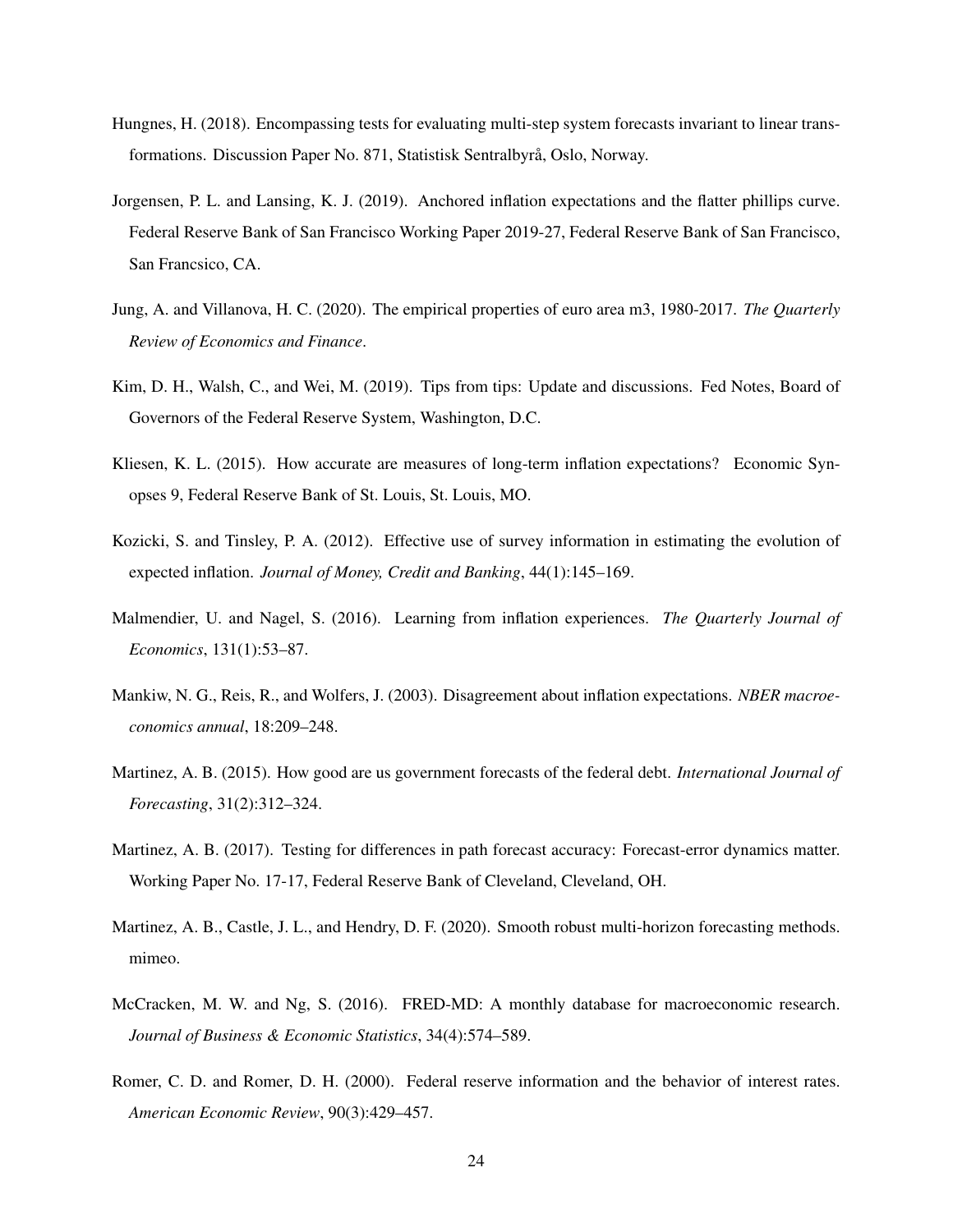Hungnes, H. (2018). Encompassing tests for evaluating multi-step system forecasts invariant to linear transformations. Discussion Paper No. 871, Statistisk Sentralbyrå, Oslo, Norway.

Jorgensen, P. L. and Lansing, K. J. (2019). Anchored inflation expectations and the flatter phillips curve. Federal Reserve Bank of San Francisco Working Paper 2019-27, Federal Reserve Bank of San Francisco, San Francsico, CA.

Jung, A. and Villanova, H. C. (2020). The empirical properties of euro area m3, 1980-2017. *The Quarterly Review of Economics and Finance*.

Kim, D. H., Walsh, C., and Wei, M. (2019). Tips from tips: Update and discussions. Fed Notes, Board of Governors of the Federal Reserve System, Washington, D.C.

Kliesen, K. L. (2015). How accurate are measures of long-term inflation expectations? Economic Synopses 9, Federal Reserve Bank of St. Louis, St. Louis, MO.

Kozicki, S. and Tinsley, P. A. (2012). Effective use of survey information in estimating the evolution of expected inflation. *Journal of Money, Credit and Banking*, 44(1):145–169.

Malmendier, U. and Nagel, S. (2016). Learning from inflation experiences. *The Quarterly Journal of Economics*, 131(1):53–87.

Mankiw, N. G., Reis, R., and Wolfers, J. (2003). Disagreement about inflation expectations. *NBER macroeconomics annual*, 18:209–248.

Martinez, A. B. (2015). How good are us government forecasts of the federal debt. *International Journal of Forecasting*, 31(2):312–324.

Martinez, A. B. (2017). Testing for differences in path forecast accuracy: Forecast-error dynamics matter. Working Paper No. 17-17, Federal Reserve Bank of Cleveland, Cleveland, OH.

Martinez, A. B., Castle, J. L., and Hendry, D. F. (2020). Smooth robust multi-horizon forecasting methods. mimeo.

McCracken, M. W. and Ng, S. (2016). FRED-MD: A monthly database for macroeconomic research. *Journal of Business & Economic Statistics*, 34(4):574–589.

Romer, C. D. and Romer, D. H. (2000). Federal reserve information and the behavior of interest rates. *American Economic Review*, 90(3):429–457.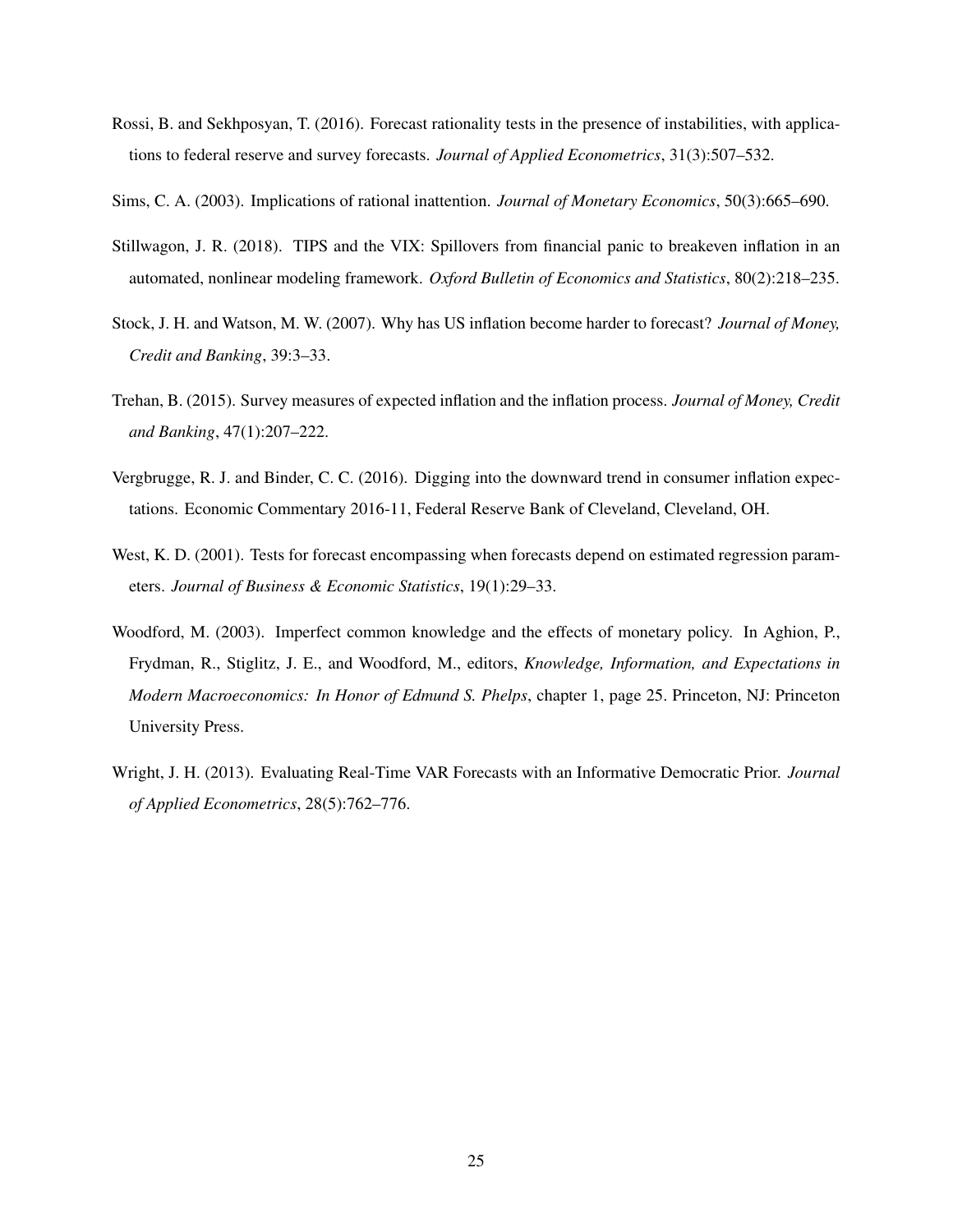Rossi, B. and Sekhposyan, T. (2016). Forecast rationality tests in the presence of instabilities, with applications to federal reserve and survey forecasts. *Journal of Applied Econometrics*, 31(3):507–532.

Sims, C. A. (2003). Implications of rational inattention. *Journal of Monetary Economics*, 50(3):665–690.

Stillwagon, J. R. (2018). TIPS and the VIX: Spillovers from financial panic to breakeven inflation in an automated, nonlinear modeling framework. *Oxford Bulletin of Economics and Statistics*, 80(2):218–235.

Stock, J. H. and Watson, M. W. (2007). Why has US inflation become harder to forecast? *Journal of Money, Credit and Banking*, 39:3–33.

Trehan, B. (2015). Survey measures of expected inflation and the inflation process. *Journal of Money, Credit and Banking*, 47(1):207–222.

Vergbrugge, R. J. and Binder, C. C. (2016). Digging into the downward trend in consumer inflation expectations. Economic Commentary 2016-11, Federal Reserve Bank of Cleveland, Cleveland, OH.

West, K. D. (2001). Tests for forecast encompassing when forecasts depend on estimated regression parameters. *Journal of Business & Economic Statistics*, 19(1):29–33.

Woodford, M. (2003). Imperfect common knowledge and the effects of monetary policy. In Aghion, P., Frydman, R., Stiglitz, J. E., and Woodford, M., editors, *Knowledge, Information, and Expectations in Modern Macroeconomics: In Honor of Edmund S. Phelps*, chapter 1, page 25. Princeton, NJ: Princeton University Press.

Wright, J. H. (2013). Evaluating Real-Time VAR Forecasts with an Informative Democratic Prior. *Journal of Applied Econometrics*, 28(5):762–776.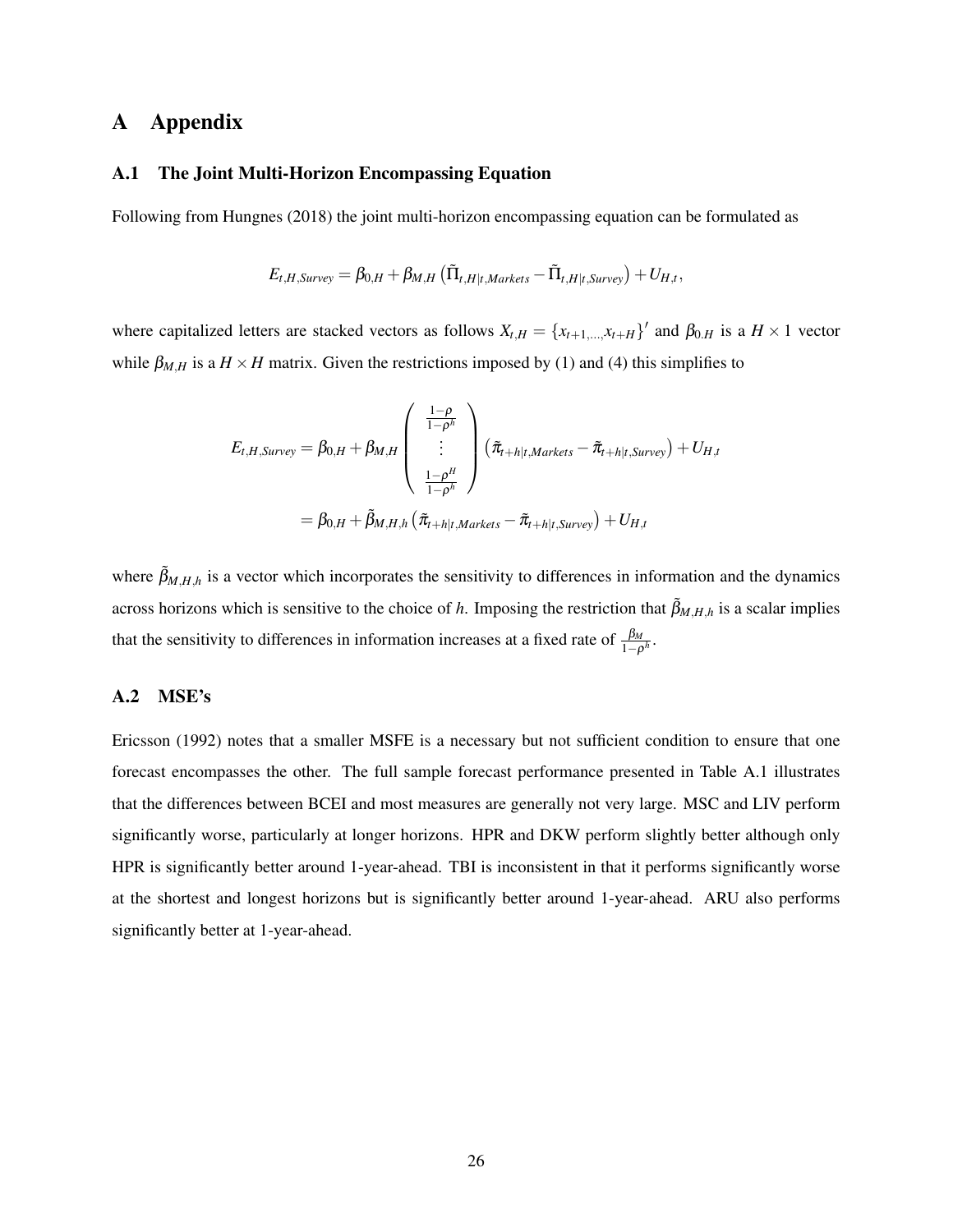# A Appendix

## A.1 The Joint Multi-Horizon Encompassing Equation

Following from Hungnes (2018) the joint multi-horizon encompassing equation can be formulated as

$$E_{t,H,Survey} = \beta_{0,H} + \beta_{M,H}\left(\tilde{\Pi}_{t,H|t,Markets} - \tilde{\Pi}_{t,H|t,Survey}\right) + U_{H,t},$$

where capitalized letters are stacked vectors as follows $X_{t,H} = \{x_{t+1,...,}x_{t+H}\}'$ and $\beta_{0,H}$ is a $H \times 1$ vector while $\beta_{M,H}$ is a $H \times H$ matrix. Given the restrictions imposed by (1) and (4) this simplifies to

$$\begin{aligned}
E_{t,H,Survey} &= \beta_{0,H} + \beta_{M,H}\begin{pmatrix} \frac{1-\rho}{1-\rho^h} \\ \vdots \\ \frac{1-\rho^H}{1-\rho^h} \end{pmatrix}\left(\tilde{\pi}_{t+h|t,Markets} - \tilde{\pi}_{t+h|t,Survey}\right) + U_{H,t} \\
&= \beta_{0,H} + \tilde{\beta}_{M,H,h}\left(\tilde{\pi}_{t+h|t,Markets} - \tilde{\pi}_{t+h|t,Survey}\right) + U_{H,t}
\end{aligned}$$

where $\tilde{\beta}_{M,H,h}$ is a vector which incorporates the sensitivity to differences in information and the dynamics across horizons which is sensitive to the choice of $h$. Imposing the restriction that $\tilde{\beta}_{M,H,h}$ is a scalar implies that the sensitivity to differences in information increases at a fixed rate of $\frac{\beta_M}{1-\rho^h}$.

## A.2 MSE's

Ericsson (1992) notes that a smaller MSFE is a necessary but not sufficient condition to ensure that one forecast encompasses the other. The full sample forecast performance presented in Table A.1 illustrates that the differences between BCEI and most measures are generally not very large. MSC and LIV perform significantly worse, particularly at longer horizons. HPR and DKW perform slightly better although only HPR is significantly better around 1-year-ahead. TBI is inconsistent in that it performs significantly worse at the shortest and longest horizons but is significantly better around 1-year-ahead. ARU also performs significantly better at 1-year-ahead.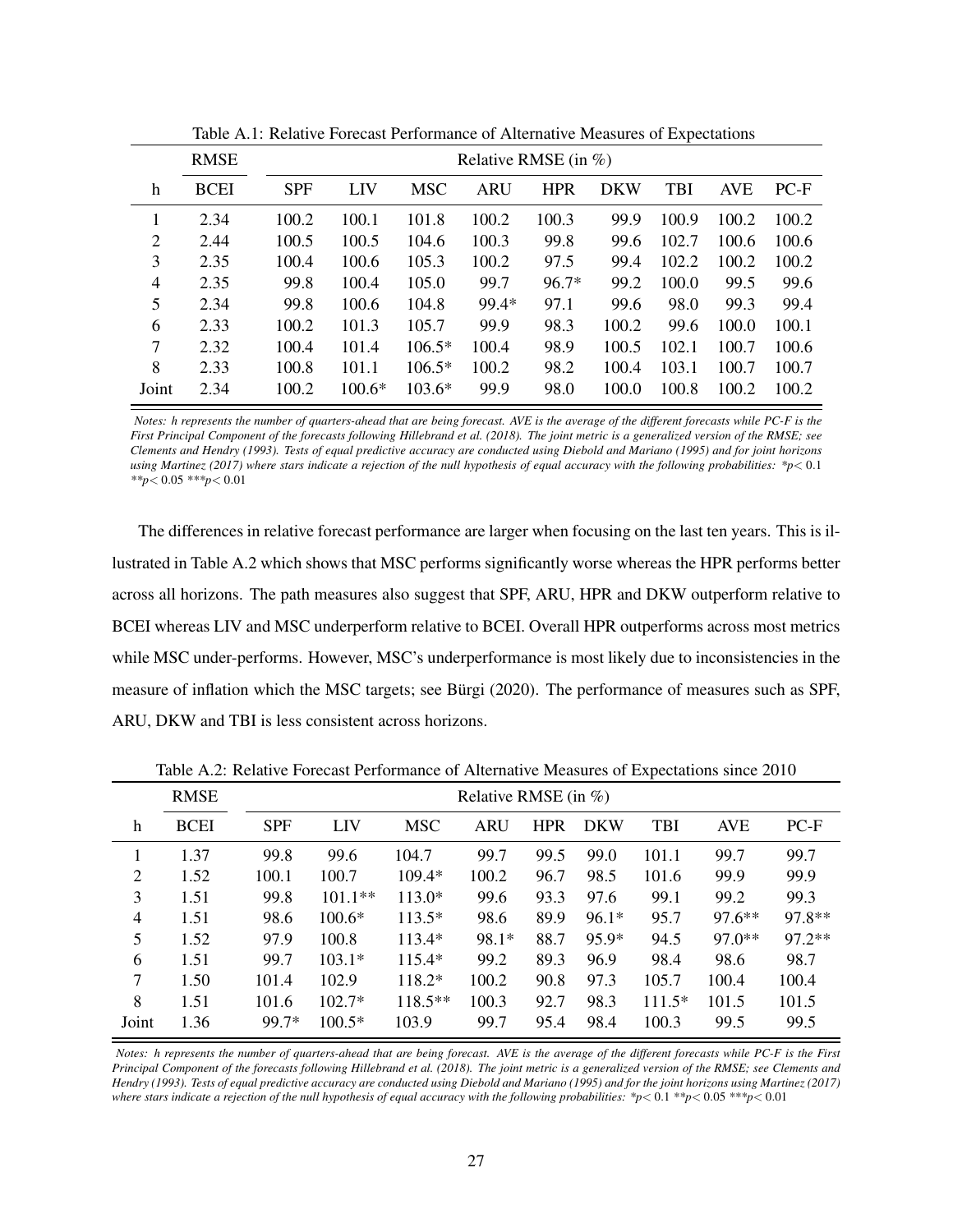Table A.1: Relative Forecast Performance of Alternative Measures of Expectations

| | RMSE | Relative RMSE (in %) | | | | | | | | |
|---|---|---|---|---|---|---|---|---|---|---|
| h | BCEI | SPF | LIV | MSC | ARU | HPR | DKW | TBI | AVE | PC-F |
| 1 | 2.34 | 100.2 | 100.1 | 101.8 | 100.2 | 100.3 | 99.9 | 100.9 | 100.2 | 100.2 |
| 2 | 2.44 | 100.5 | 100.5 | 104.6 | 100.3 | 99.8 | 99.6 | 102.7 | 100.6 | 100.6 |
| 3 | 2.35 | 100.4 | 100.6 | 105.3 | 100.2 | 97.5 | 99.4 | 102.2 | 100.2 | 100.2 |
| 4 | 2.35 | 99.8 | 100.4 | 105.0 | 99.7 | 96.7* | 99.2 | 100.0 | 99.5 | 99.6 |
| 5 | 2.34 | 99.8 | 100.6 | 104.8 | 99.4* | 97.1 | 99.6 | 98.0 | 99.3 | 99.4 |
| 6 | 2.33 | 100.2 | 101.3 | 105.7 | 99.9 | 98.3 | 100.2 | 99.6 | 100.0 | 100.1 |
| 7 | 2.32 | 100.4 | 101.4 | 106.5* | 100.4 | 98.9 | 100.5 | 102.1 | 100.7 | 100.6 |
| 8 | 2.33 | 100.8 | 101.1 | 106.5* | 100.2 | 98.2 | 100.4 | 103.1 | 100.7 | 100.7 |
| Joint | 2.34 | 100.2 | 100.6* | 103.6* | 99.9 | 98.0 | 100.0 | 100.8 | 100.2 | 100.2 |

*Notes: h represents the number of quarters-ahead that are being forecast. AVE is the average of the different forecasts while PC-F is the First Principal Component of the forecasts following Hillebrand et al. (2018). The joint metric is a generalized version of the RMSE; see Clements and Hendry (1993). Tests of equal predictive accuracy are conducted using Diebold and Mariano (1995) and for joint horizons using Martinez (2017) where stars indicate a rejection of the null hypothesis of equal accuracy with the following probabilities: *$p<0.1$ **$p<0.05$ ***$p<0.01$*

The differences in relative forecast performance are larger when focusing on the last ten years. This is illustrated in Table A.2 which shows that MSC performs significantly worse whereas the HPR performs better across all horizons. The path measures also suggest that SPF, ARU, HPR and DKW outperform relative to BCEI whereas LIV and MSC underperform relative to BCEI. Overall HPR outperforms across most metrics while MSC under-performs. However, MSC's underperformance is most likely due to inconsistencies in the measure of inflation which the MSC targets; see Bürgi (2020). The performance of measures such as SPF, ARU, DKW and TBI is less consistent across horizons.

Table A.2: Relative Forecast Performance of Alternative Measures of Expectations since 2010

| | RMSE | Relative RMSE (in %) | | | | | | | | |
|---|---|---|---|---|---|---|---|---|---|---|
| h | BCEI | SPF | LIV | MSC | ARU | HPR | DKW | TBI | AVE | PC-F |
| 1 | 1.37 | 99.8 | 99.6 | 104.7 | 99.7 | 99.5 | 99.0 | 101.1 | 99.7 | 99.7 |
| 2 | 1.52 | 100.1 | 100.7 | 109.4* | 100.2 | 96.7 | 98.5 | 101.6 | 99.9 | 99.9 |
| 3 | 1.51 | 99.8 | 101.1** | 113.0* | 99.6 | 93.3 | 97.6 | 99.1 | 99.2 | 99.3 |
| 4 | 1.51 | 98.6 | 100.6* | 113.5* | 98.6 | 89.9 | 96.1* | 95.7 | 97.6** | 97.8** |
| 5 | 1.52 | 97.9 | 100.8 | 113.4* | 98.1* | 88.7 | 95.9* | 94.5 | 97.0** | 97.2** |
| 6 | 1.51 | 99.7 | 103.1* | 115.4* | 99.2 | 89.3 | 96.9 | 98.4 | 98.6 | 98.7 |
| 7 | 1.50 | 101.4 | 102.9 | 118.2* | 100.2 | 90.8 | 97.3 | 105.7 | 100.4 | 100.4 |
| 8 | 1.51 | 101.6 | 102.7* | 118.5** | 100.3 | 92.7 | 98.3 | 111.5* | 101.5 | 101.5 |
| Joint | 1.36 | 99.7* | 100.5* | 103.9 | 99.7 | 95.4 | 98.4 | 100.3 | 99.5 | 99.5 |

*Notes: h represents the number of quarters-ahead that are being forecast. AVE is the average of the different forecasts while PC-F is the First Principal Component of the forecasts following Hillebrand et al. (2018). The joint metric is a generalized version of the RMSE; see Clements and Hendry (1993). Tests of equal predictive accuracy are conducted using Diebold and Mariano (1995) and for the joint horizons using Martinez (2017) where stars indicate a rejection of the null hypothesis of equal accuracy with the following probabilities: *$p<0.1$ **$p<0.05$ ***$p<0.01$*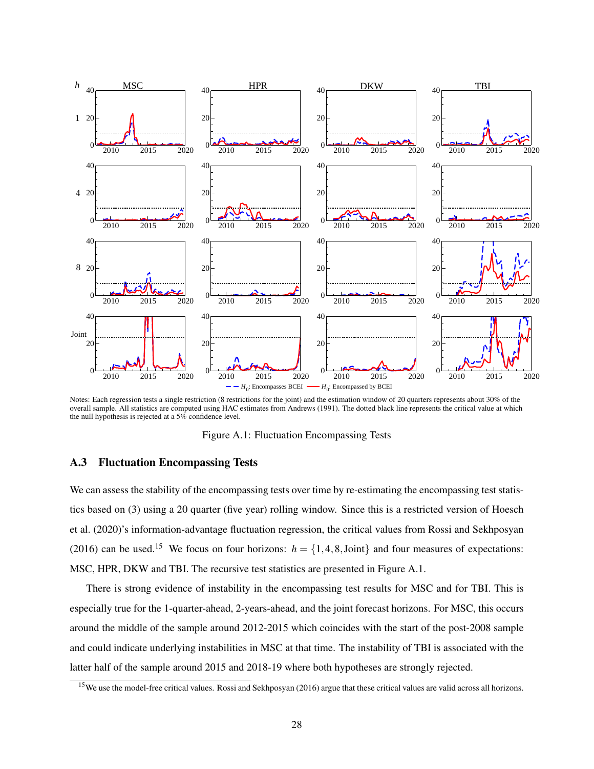Notes: Each regression tests a single restriction (8 restrictions for the joint) and the estimation window of 20 quarters represents about 30% of the overall sample. All statistics are computed using HAC estimates from Andrews (1991). The dotted black line represents the critical value at which the null hypothesis is rejected at a 5% confidence level.

Figure A.1: Fluctuation Encompassing Tests

## A.3 Fluctuation Encompassing Tests

We can assess the stability of the encompassing tests over time by re-estimating the encompassing test statistics based on (3) using a 20 quarter (five year) rolling window. Since this is a restricted version of Hoesch et al. (2020)'s information-advantage fluctuation regression, the critical values from Rossi and Sekhposyan (2016) can be used.[15] We focus on four horizons: $h = \{1, 4, 8, \text{Joint}\}$ and four measures of expectations: MSC, HPR, DKW and TBI. The recursive test statistics are presented in Figure A.1.

There is strong evidence of instability in the encompassing test results for MSC and for TBI. This is especially true for the 1-quarter-ahead, 2-years-ahead, and the joint forecast horizons. For MSC, this occurs around the middle of the sample around 2012-2015 which coincides with the start of the post-2008 sample and could indicate underlying instabilities in MSC at that time. The instability of TBI is associated with the latter half of the sample around 2015 and 2018-19 where both hypotheses are strongly rejected.

[15] We use the model-free critical values. Rossi and Sekhposyan (2016) argue that these critical values are valid across all horizons.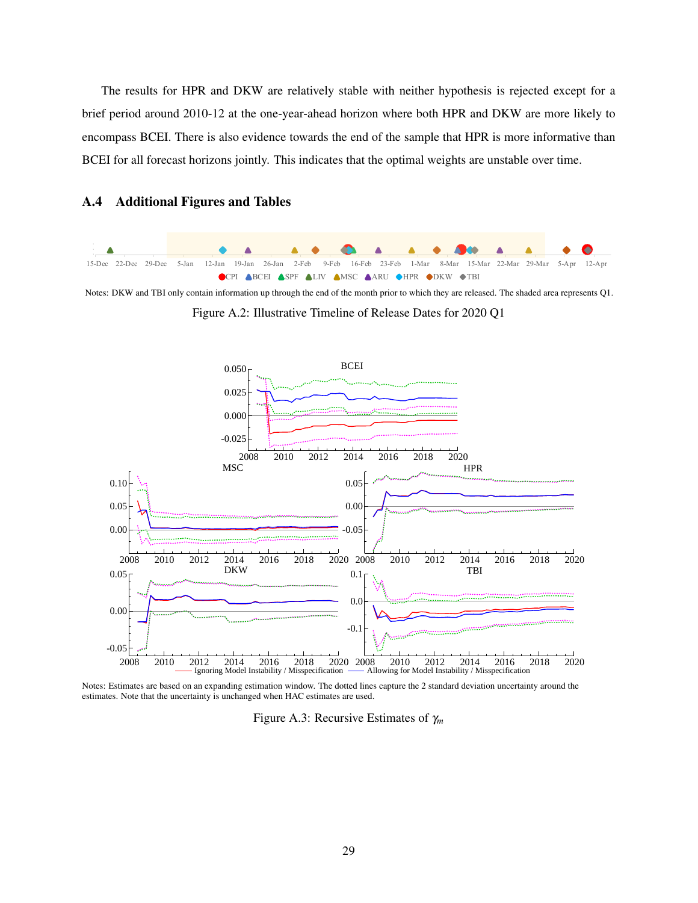The results for HPR and DKW are relatively stable with neither hypothesis is rejected except for a brief period around 2010-12 at the one-year-ahead horizon where both HPR and DKW are more likely to encompass BCEI. There is also evidence towards the end of the sample that HPR is more informative than BCEI for all forecast horizons jointly. This indicates that the optimal weights are unstable over time.

## A.4 Additional Figures and Tables

Notes: DKW and TBI only contain information up through the end of the month prior to which they are released. The shaded area represents Q1.

Figure A.2: Illustrative Timeline of Release Dates for 2020 Q1

Notes: Estimates are based on an expanding estimation window. The dotted lines capture the 2 standard deviation uncertainty around the estimates. Note that the uncertainty is unchanged when HAC estimates are used.

Figure A.3: Recursive Estimates of $\gamma_m$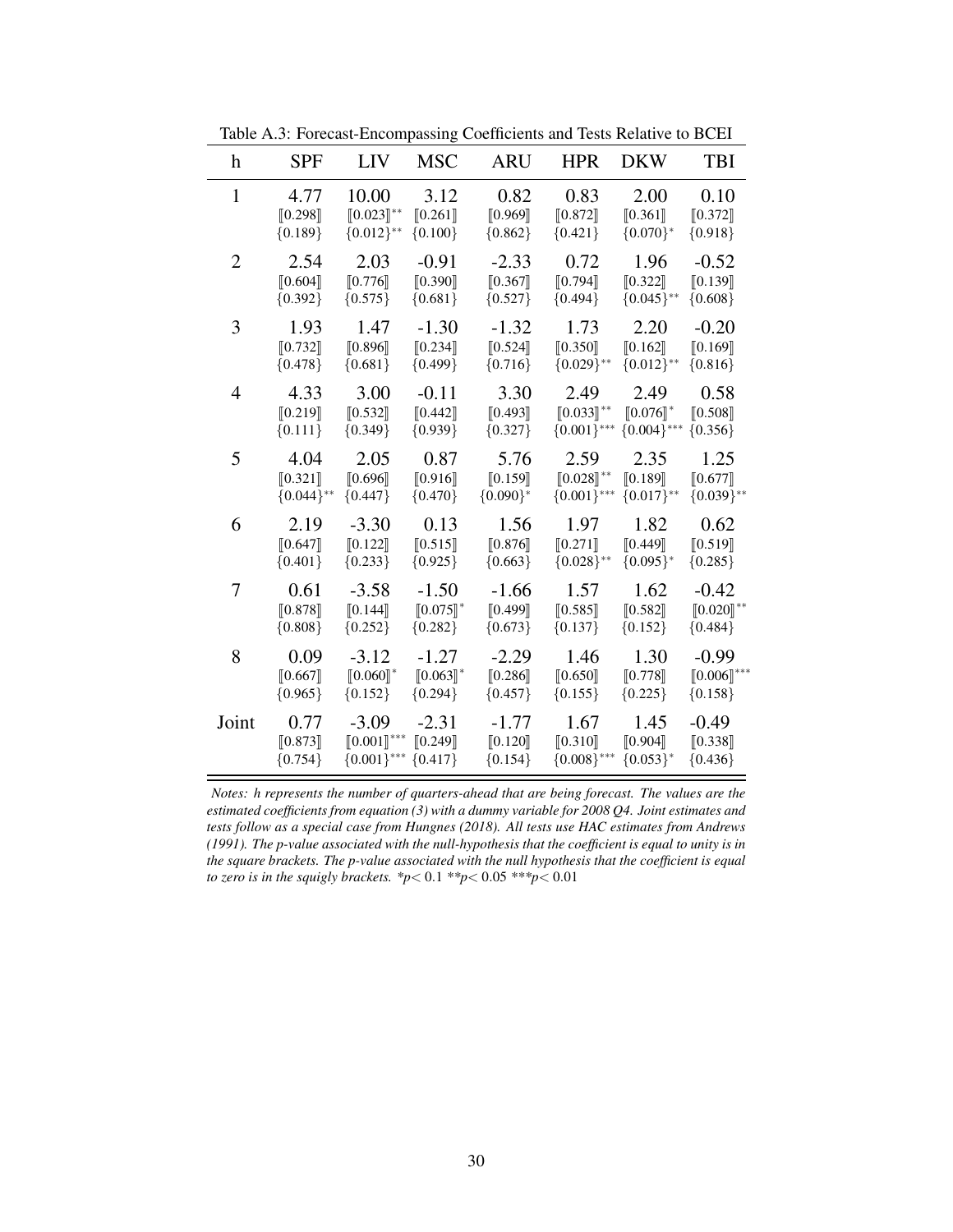Table A.3: Forecast-Encompassing Coefficients and Tests Relative to BCEI

| h | SPF | LIV | MSC | ARU | HPR | DKW | TBI |
|---|---|---|---|---|---|---|---|
| 1 | 4.77 | 10.00 | 3.12 | 0.82 | 0.83 | 2.00 | 0.10 |
| | ⟦0.298⟧ | ⟦0.023⟧** | ⟦0.261⟧ | ⟦0.969⟧ | ⟦0.872⟧ | ⟦0.361⟧ | ⟦0.372⟧ |
| | {0.189} | {0.012}** | {0.100} | {0.862} | {0.421} | {0.070}* | {0.918} |
| 2 | 2.54 | 2.03 | -0.91 | -2.33 | 0.72 | 1.96 | -0.52 |
| | ⟦0.604⟧ | ⟦0.776⟧ | ⟦0.390⟧ | ⟦0.367⟧ | ⟦0.794⟧ | ⟦0.322⟧ | ⟦0.139⟧ |
| | {0.392} | {0.575} | {0.681} | {0.527} | {0.494} | {0.045}** | {0.608} |
| 3 | 1.93 | 1.47 | -1.30 | -1.32 | 1.73 | 2.20 | -0.20 |
| | ⟦0.732⟧ | ⟦0.896⟧ | ⟦0.234⟧ | ⟦0.524⟧ | ⟦0.350⟧ | ⟦0.162⟧ | ⟦0.169⟧ |
| | {0.478} | {0.681} | {0.499} | {0.716} | {0.029}** | {0.012}** | {0.816} |
| 4 | 4.33 | 3.00 | -0.11 | 3.30 | 2.49 | 2.49 | 0.58 |
| | ⟦0.219⟧ | ⟦0.532⟧ | ⟦0.442⟧ | ⟦0.493⟧ | ⟦0.033⟧** | ⟦0.076⟧* | ⟦0.508⟧ |
| | {0.111} | {0.349} | {0.939} | {0.327} | {0.001}*** | {0.004}*** | {0.356} |
| 5 | 4.04 | 2.05 | 0.87 | 5.76 | 2.59 | 2.35 | 1.25 |
| | ⟦0.321⟧ | ⟦0.696⟧ | ⟦0.916⟧ | ⟦0.159⟧ | ⟦0.028⟧** | ⟦0.189⟧ | ⟦0.677⟧ |
| | {0.044}** | {0.447} | {0.470} | {0.090}* | {0.001}*** | {0.017}** | {0.039}** |
| 6 | 2.19 | -3.30 | 0.13 | 1.56 | 1.97 | 1.82 | 0.62 |
| | ⟦0.647⟧ | ⟦0.122⟧ | ⟦0.515⟧ | ⟦0.876⟧ | ⟦0.271⟧ | ⟦0.449⟧ | ⟦0.519⟧ |
| | {0.401} | {0.233} | {0.925} | {0.663} | {0.028}** | {0.095}* | {0.285} |
| 7 | 0.61 | -3.58 | -1.50 | -1.66 | 1.57 | 1.62 | -0.42 |
| | ⟦0.878⟧ | ⟦0.144⟧ | ⟦0.075⟧* | ⟦0.499⟧ | ⟦0.585⟧ | ⟦0.582⟧ | ⟦0.020⟧** |
| | {0.808} | {0.252} | {0.282} | {0.673} | {0.137} | {0.152} | {0.484} |
| 8 | 0.09 | -3.12 | -1.27 | -2.29 | 1.46 | 1.30 | -0.99 |
| | ⟦0.667⟧ | ⟦0.060⟧* | ⟦0.063⟧* | ⟦0.286⟧ | ⟦0.650⟧ | ⟦0.778⟧ | ⟦0.006⟧*** |
| | {0.965} | {0.152} | {0.294} | {0.457} | {0.155} | {0.225} | {0.158} |
| Joint | 0.77 | -3.09 | -2.31 | -1.77 | 1.67 | 1.45 | -0.49 |
| | ⟦0.873⟧ | ⟦0.001⟧*** | ⟦0.249⟧ | ⟦0.120⟧ | ⟦0.310⟧ | ⟦0.904⟧ | ⟦0.338⟧ |
| | {0.754} | {0.001}*** | {0.417} | {0.154} | {0.008}*** | {0.053}* | {0.436} |

*Notes: h represents the number of quarters-ahead that are being forecast. The values are the estimated coefficients from equation (3) with a dummy variable for 2008 Q4. Joint estimates and tests follow as a special case from Hungnes (2018). All tests use HAC estimates from Andrews (1991). The p-value associated with the null-hypothesis that the coefficient is equal to unity is in the square brackets. The p-value associated with the null hypothesis that the coefficient is equal to zero is in the squigly brackets. *p< 0.1 **p< 0.05 ***p< 0.01*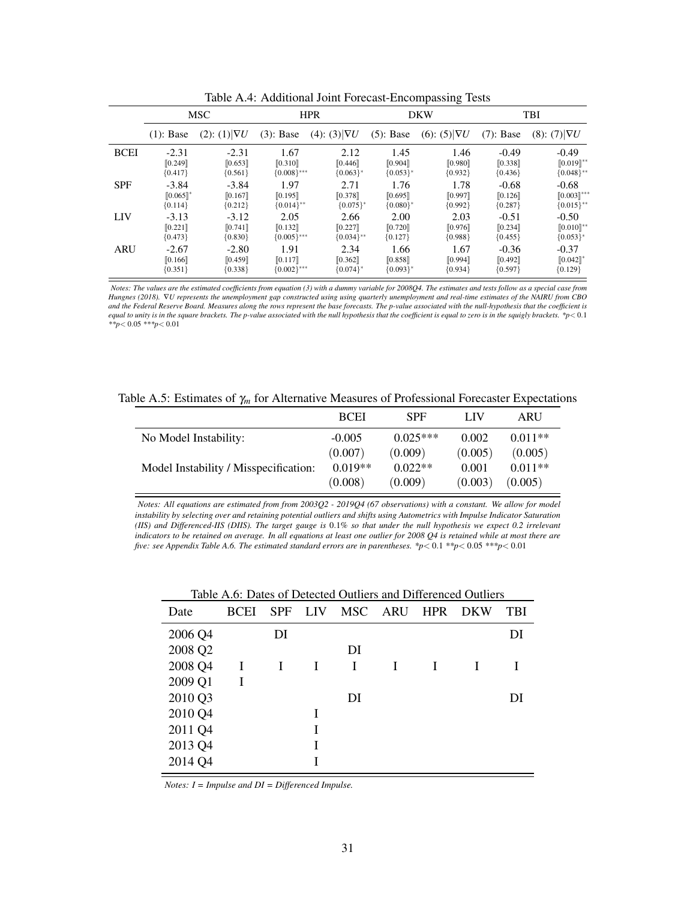Table A.4: Additional Joint Forecast-Encompassing Tests

| | MSC | | HPR | | DKW | | TBI | |
|---|---|---|---|---|---|---|---|---|
| | (1): Base | (2): (1)$\|\nabla U$ | (3): Base | (4): (3)$\|\nabla U$ | (5): Base | (6): (5)$\|\nabla U$ | (7): Base | (8): (7)$\|\nabla U$ |
| BCEI | -2.31 | -2.31 | 1.67 | 2.12 | 1.45 | 1.46 | -0.49 | -0.49 |
| | ⟦0.249⟧ | ⟦0.653⟧ | ⟦0.310⟧ | ⟦0.446⟧ | ⟦0.904⟧ | ⟦0.980⟧ | ⟦0.338⟧ | ⟦0.019⟧** |
| | {0.417} | {0.561} | {0.008}*** | {0.063}* | {0.053}* | {0.932} | {0.436} | {0.048}** |
| SPF | -3.84 | -3.84 | 1.97 | 2.71 | 1.76 | 1.78 | -0.68 | -0.68 |
| | ⟦0.065⟧* | ⟦0.167⟧ | ⟦0.195⟧ | ⟦0.378⟧ | ⟦0.695⟧ | ⟦0.997⟧ | ⟦0.126⟧ | ⟦0.003⟧*** |
| | {0.114} | {0.212} | {0.014}** | {0.075}* | {0.080}* | {0.992} | {0.287} | {0.015}** |
| LIV | -3.13 | -3.12 | 2.05 | 2.66 | 2.00 | 2.03 | -0.51 | -0.50 |
| | ⟦0.221⟧ | ⟦0.741⟧ | ⟦0.132⟧ | ⟦0.227⟧ | ⟦0.720⟧ | ⟦0.976⟧ | ⟦0.234⟧ | ⟦0.010⟧** |
| | {0.473} | {0.830} | {0.005}*** | {0.034}** | {0.127} | {0.988} | {0.455} | {0.053}* |
| ARU | -2.67 | -2.80 | 1.91 | 2.34 | 1.66 | 1.67 | -0.36 | -0.37 |
| | ⟦0.166⟧ | ⟦0.459⟧ | ⟦0.117⟧ | ⟦0.362⟧ | ⟦0.858⟧ | ⟦0.994⟧ | ⟦0.492⟧ | ⟦0.042⟧* |
| | {0.351} | {0.338} | {0.002}*** | {0.074}* | {0.093}* | {0.934} | {0.597} | {0.129} |

*Notes: The values are the estimated coefficients from equation (3) with a dummy variable for 2008Q4. The estimates and tests follow as a special case from Hungnes (2018). $\nabla U$ represents the unemployment gap constructed using using quarterly unemployment and real-time estimates of the NAIRU from CBO and the Federal Reserve Board. Measures along the rows represent the base forecasts. The p-value associated with the null-hypothesis that the coefficient is equal to unity is in the square brackets. The p-value associated with the null hypothesis that the coefficient is equal to zero is in the squigly brackets. *$p<0.1$ **$p<0.05$ ***$p<0.01$*

Table A.5: Estimates of $\gamma_m$ for Alternative Measures of Professional Forecaster Expectations

| | BCEI | SPF | LIV | ARU |
|---|---|---|---|---|
| No Model Instability: | -0.005 | 0.025*** | 0.002 | 0.011** |
| | (0.007) | (0.009) | (0.005) | (0.005) |
| Model Instability / Misspecification: | 0.019** | 0.022** | 0.001 | 0.011** |
| | (0.008) | (0.009) | (0.003) | (0.005) |

*Notes: All equations are estimated from from 2003Q2 - 2019Q4 (67 observations) with a constant. We allow for model instability by selecting over and retaining potential outliers and shifts using Autometrics with Impulse Indicator Saturation (IIS) and Differenced-IIS (DIIS). The target gauge is 0.1% so that under the null hypothesis we expect 0.2 irrelevant indicators to be retained on average. In all equations at least one outlier for 2008 Q4 is retained while at most there are five: see Appendix Table A.6. The estimated standard errors are in parentheses. *$p<0.1$ **$p<0.05$ ***$p<0.01$*

Table A.6: Dates of Detected Outliers and Differenced Outliers

| Date | BCEI | SPF | LIV | MSC | ARU | HPR | DKW | TBI |
|---|---|---|---|---|---|---|---|---|
| 2006 Q4 | | DI | | | | | | DI |
| 2008 Q2 | | | | DI | | | | |
| 2008 Q4 | I | I | I | I | I | I | I | I |
| 2009 Q1 | I | | | | | | | |
| 2010 Q3 | | | | DI | | | | DI |
| 2010 Q4 | | | I | | | | | |
| 2011 Q4 | | | I | | | | | |
| 2013 Q4 | | | I | | | | | |
| 2014 Q4 | | | I | | | | | |

*Notes: I = Impulse and DI = Differenced Impulse.*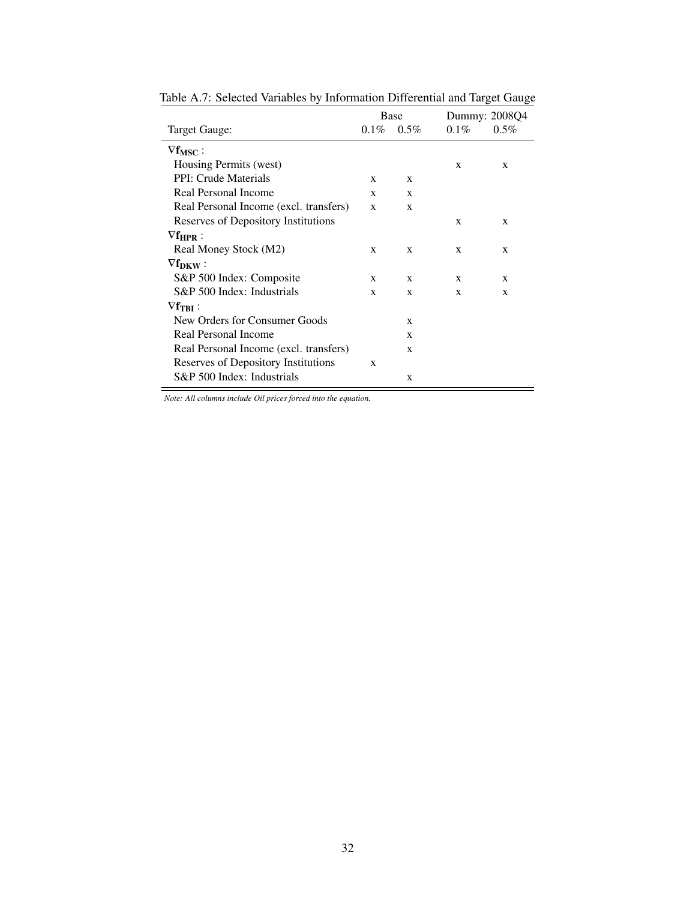Table A.7: Selected Variables by Information Differential and Target Gauge

| | Base | | Dummy: 2008Q4 | |
|---|---|---|---|---|
| Target Gauge: | 0.1% | 0.5% | 0.1% | 0.5% |
| $\nabla \mathbf{f_{MSC}}$ : | | | | |
| Housing Permits (west) | | | x | x |
| PPI: Crude Materials | x | x | | |
| Real Personal Income | x | x | | |
| Real Personal Income (excl. transfers) | x | x | | |
| Reserves of Depository Institutions | | | x | x |
| $\nabla \mathbf{f_{HPR}}$ : | | | | |
| Real Money Stock (M2) | x | x | x | x |
| $\nabla \mathbf{f_{DKW}}$ : | | | | |
| S&P 500 Index: Composite | x | x | x | x |
| S&P 500 Index: Industrials | x | x | x | x |
| $\nabla \mathbf{f_{TBI}}$ : | | | | |
| New Orders for Consumer Goods | | x | | |
| Real Personal Income | | x | | |
| Real Personal Income (excl. transfers) | | x | | |
| Reserves of Depository Institutions | x | | | |
| S&P 500 Index: Industrials | | x | | |

*Note: All columns include Oil prices forced into the equation.*